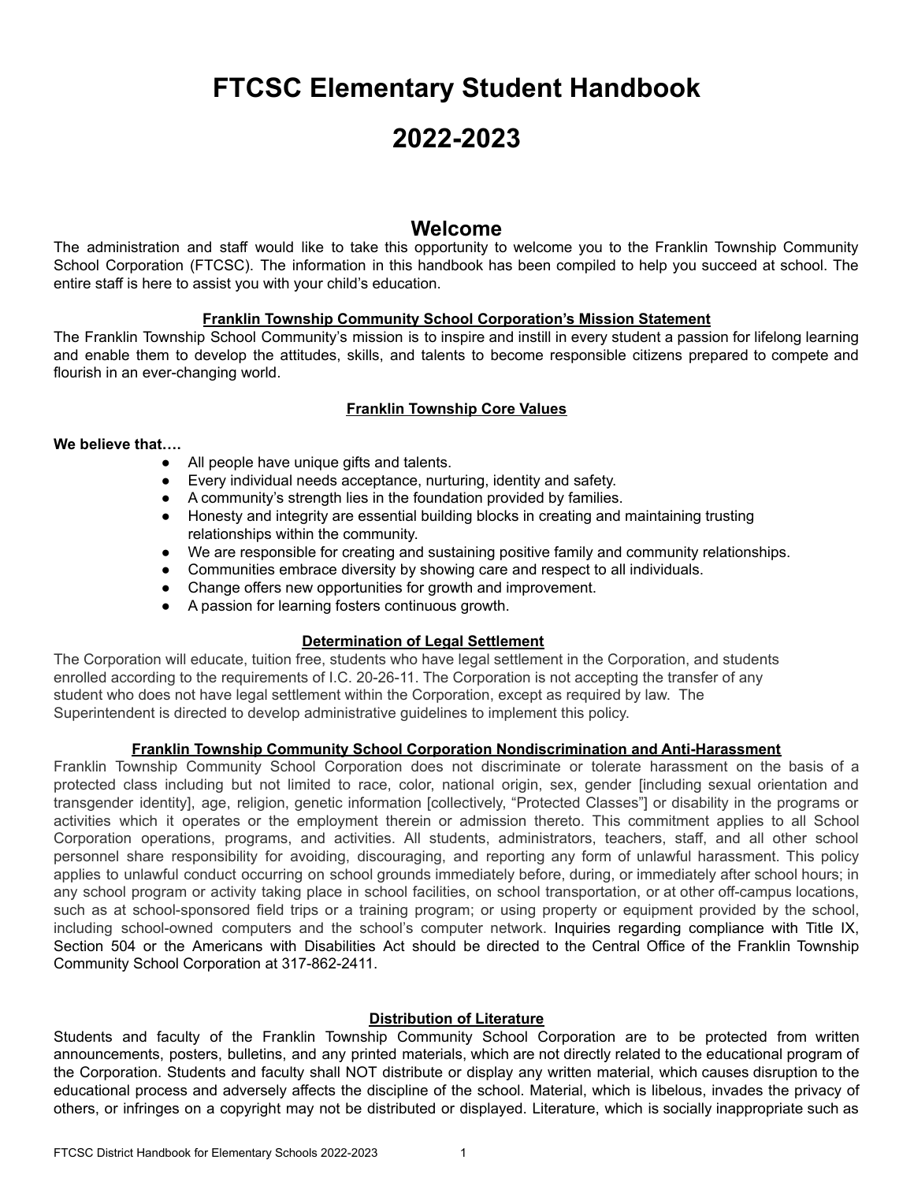# FTCSC Elementary Student Handbook

# 2022-2023

## Welcome

The administration and staff would like to take this opportunity to welcome you to the Franklin Township Community School Corporation (FTCSC). The information in this handbook has been compiled to help you succeed at school. The entire staff is here to assist you with your child's education.

### Franklin Township Community School Corporation's Mission Statement

The Franklin Township School Community's mission is to inspire and instill in every student a passion for lifelong learning and enable them to develop the attitudes, skills, and talents to become responsible citizens prepared to compete and flourish in an ever-changing world.

### Franklin Township Core Values

**We believe that….**

- All people have unique gifts and talents.
- Every individual needs acceptance, nurturing, identity and safety.
- A community's strength lies in the foundation provided by families.
- Honesty and integrity are essential building blocks in creating and maintaining trusting relationships within the community.
- We are responsible for creating and sustaining positive family and community relationships.
- Communities embrace diversity by showing care and respect to all individuals.
- Change offers new opportunities for growth and improvement.
- A passion for learning fosters continuous growth.

### Determination of Legal Settlement

The Corporation will educate, tuition free, students who have legal settlement in the Corporation, and students enrolled according to the requirements of I.C. 20-26-11. The Corporation is not accepting the transfer of any student who does not have legal settlement within the Corporation, except as required by law. The Superintendent is directed to develop administrative guidelines to implement this policy.

### Franklin Township Community School Corporation Nondiscrimination and Anti-Harassment

Franklin Township Community School Corporation does not discriminate or tolerate harassment on the basis of a protected class including but not limited to race, color, national origin, sex, gender [including sexual orientation and transgender identity], age, religion, genetic information [collectively, "Protected Classes"] or disability in the programs or activities which it operates or the employment therein or admission thereto. This commitment applies to all School Corporation operations, programs, and activities. All students, administrators, teachers, staff, and all other school personnel share responsibility for avoiding, discouraging, and reporting any form of unlawful harassment. This policy applies to unlawful conduct occurring on school grounds immediately before, during, or immediately after school hours; in any school program or activity taking place in school facilities, on school transportation, or at other off-campus locations, such as at school-sponsored field trips or a training program; or using property or equipment provided by the school, including school-owned computers and the school's computer network. Inquiries regarding compliance with Title IX, Section 504 or the Americans with Disabilities Act should be directed to the Central Office of the Franklin Township Community School Corporation at 317-862-2411.

### Distribution of Literature

Students and faculty of the Franklin Township Community School Corporation are to be protected from written announcements, posters, bulletins, and any printed materials, which are not directly related to the educational program of the Corporation. Students and faculty shall NOT distribute or display any written material, which causes disruption to the educational process and adversely affects the discipline of the school. Material, which is libelous, invades the privacy of others, or infringes on a copyright may not be distributed or displayed. Literature, which is socially inappropriate such as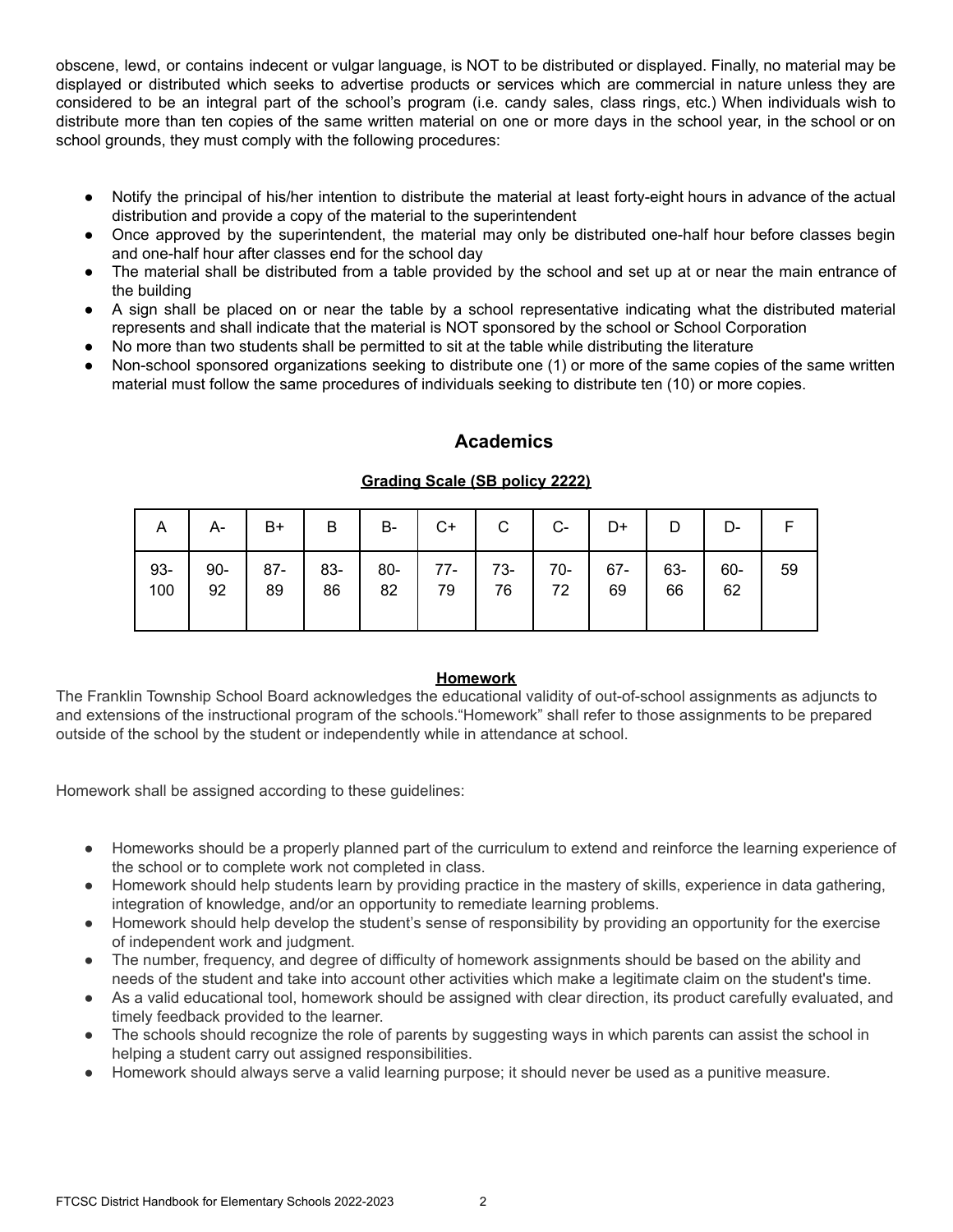obscene, lewd, or contains indecent or vulgar language, is NOT to be distributed or displayed. Finally, no material may be displayed or distributed which seeks to advertise products or services which are commercial in nature unless they are considered to be an integral part of the school's program (i.e. candy sales, class rings, etc.) When individuals wish to distribute more than ten copies of the same written material on one or more days in the school year, in the school or on school grounds, they must comply with the following procedures:

- Notify the principal of his/her intention to distribute the material at least forty-eight hours in advance of the actual distribution and provide a copy of the material to the superintendent
- Once approved by the superintendent, the material may only be distributed one-half hour before classes begin and one-half hour after classes end for the school day
- The material shall be distributed from a table provided by the school and set up at or near the main entrance of the building
- A sign shall be placed on or near the table by a school representative indicating what the distributed material represents and shall indicate that the material is NOT sponsored by the school or School Corporation
- No more than two students shall be permitted to sit at the table while distributing the literature
- Non-school sponsored organizations seeking to distribute one (1) or more of the same copies of the same written material must follow the same procedures of individuals seeking to distribute ten (10) or more copies.

## Academics

### Grading Scale (SB policy 2222)

| A | A- | B+ | B | B- | C+ | C | C- | D+ | D | D- | F |
|---|---|---|---|---|---|---|---|---|---|---|---|
| 93-100 | 90-92 | 87-89 | 83-86 | 80-82 | 77-79 | 73-76 | 70-72 | 67-69 | 63-66 | 60-62 | 59 |

### Homework

The Franklin Township School Board acknowledges the educational validity of out-of-school assignments as adjuncts to and extensions of the instructional program of the schools."Homework" shall refer to those assignments to be prepared outside of the school by the student or independently while in attendance at school.

Homework shall be assigned according to these guidelines:

- Homeworks should be a properly planned part of the curriculum to extend and reinforce the learning experience of the school or to complete work not completed in class.
- Homework should help students learn by providing practice in the mastery of skills, experience in data gathering, integration of knowledge, and/or an opportunity to remediate learning problems.
- Homework should help develop the student's sense of responsibility by providing an opportunity for the exercise of independent work and judgment.
- The number, frequency, and degree of difficulty of homework assignments should be based on the ability and needs of the student and take into account other activities which make a legitimate claim on the student's time.
- As a valid educational tool, homework should be assigned with clear direction, its product carefully evaluated, and timely feedback provided to the learner.
- The schools should recognize the role of parents by suggesting ways in which parents can assist the school in helping a student carry out assigned responsibilities.
- Homework should always serve a valid learning purpose; it should never be used as a punitive measure.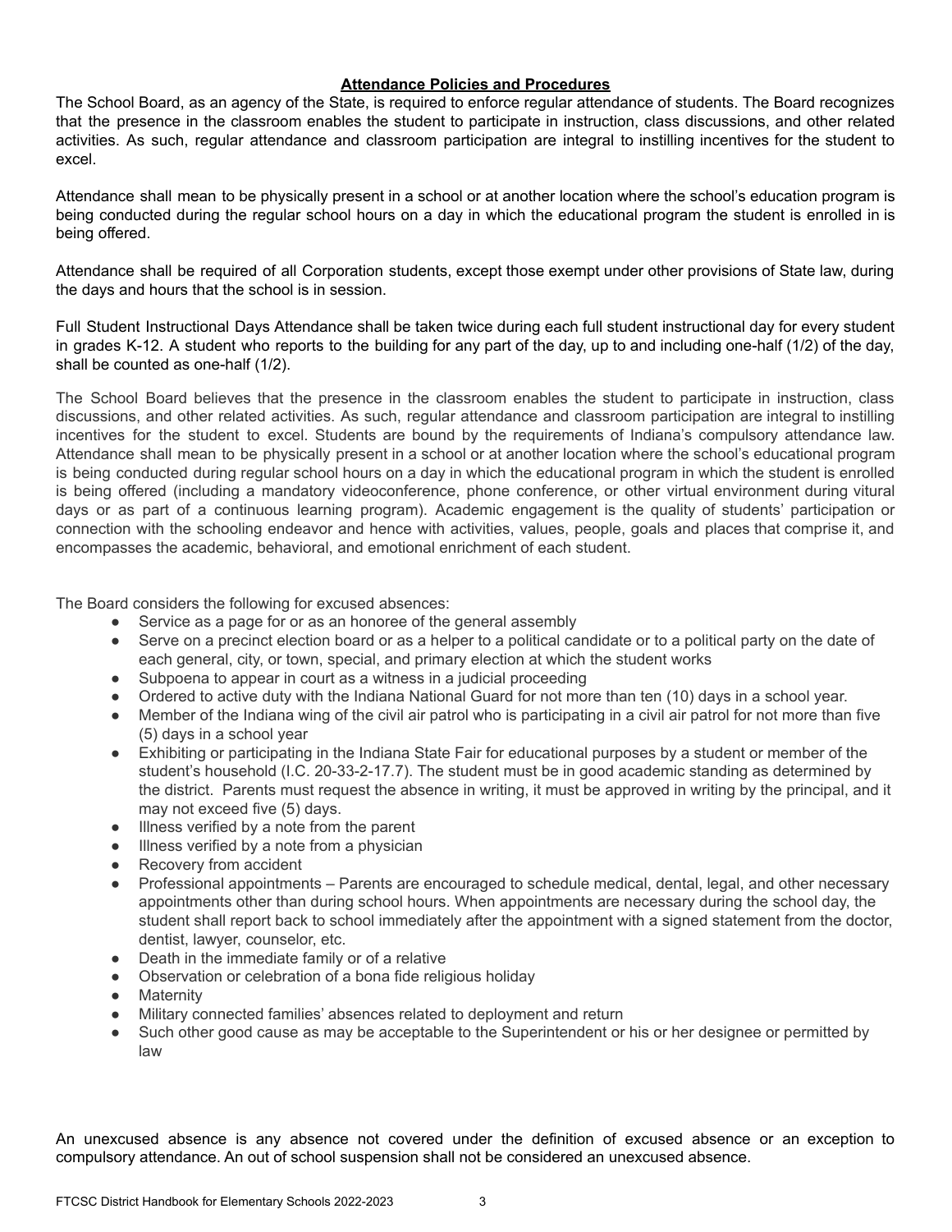## Attendance Policies and Procedures

The School Board, as an agency of the State, is required to enforce regular attendance of students. The Board recognizes that the presence in the classroom enables the student to participate in instruction, class discussions, and other related activities. As such, regular attendance and classroom participation are integral to instilling incentives for the student to excel.

Attendance shall mean to be physically present in a school or at another location where the school's education program is being conducted during the regular school hours on a day in which the educational program the student is enrolled in is being offered.

Attendance shall be required of all Corporation students, except those exempt under other provisions of State law, during the days and hours that the school is in session.

Full Student Instructional Days Attendance shall be taken twice during each full student instructional day for every student in grades K-12. A student who reports to the building for any part of the day, up to and including one-half (1/2) of the day, shall be counted as one-half (1/2).

The School Board believes that the presence in the classroom enables the student to participate in instruction, class discussions, and other related activities. As such, regular attendance and classroom participation are integral to instilling incentives for the student to excel. Students are bound by the requirements of Indiana's compulsory attendance law. Attendance shall mean to be physically present in a school or at another location where the school's educational program is being conducted during regular school hours on a day in which the educational program in which the student is enrolled is being offered (including a mandatory videoconference, phone conference, or other virtual environment during vitural days or as part of a continuous learning program). Academic engagement is the quality of students' participation or connection with the schooling endeavor and hence with activities, values, people, goals and places that comprise it, and encompasses the academic, behavioral, and emotional enrichment of each student.

The Board considers the following for excused absences:

- Service as a page for or as an honoree of the general assembly
- Serve on a precinct election board or as a helper to a political candidate or to a political party on the date of each general, city, or town, special, and primary election at which the student works
- Subpoena to appear in court as a witness in a judicial proceeding
- Ordered to active duty with the Indiana National Guard for not more than ten (10) days in a school year.
- Member of the Indiana wing of the civil air patrol who is participating in a civil air patrol for not more than five (5) days in a school year
- Exhibiting or participating in the Indiana State Fair for educational purposes by a student or member of the student's household (I.C. 20-33-2-17.7). The student must be in good academic standing as determined by the district. Parents must request the absence in writing, it must be approved in writing by the principal, and it may not exceed five (5) days.
- Illness verified by a note from the parent
- Illness verified by a note from a physician
- Recovery from accident
- Professional appointments – Parents are encouraged to schedule medical, dental, legal, and other necessary appointments other than during school hours. When appointments are necessary during the school day, the student shall report back to school immediately after the appointment with a signed statement from the doctor, dentist, lawyer, counselor, etc.
- Death in the immediate family or of a relative
- Observation or celebration of a bona fide religious holiday
- Maternity
- Military connected families' absences related to deployment and return
- Such other good cause as may be acceptable to the Superintendent or his or her designee or permitted by law

An unexcused absence is any absence not covered under the definition of excused absence or an exception to compulsory attendance. An out of school suspension shall not be considered an unexcused absence.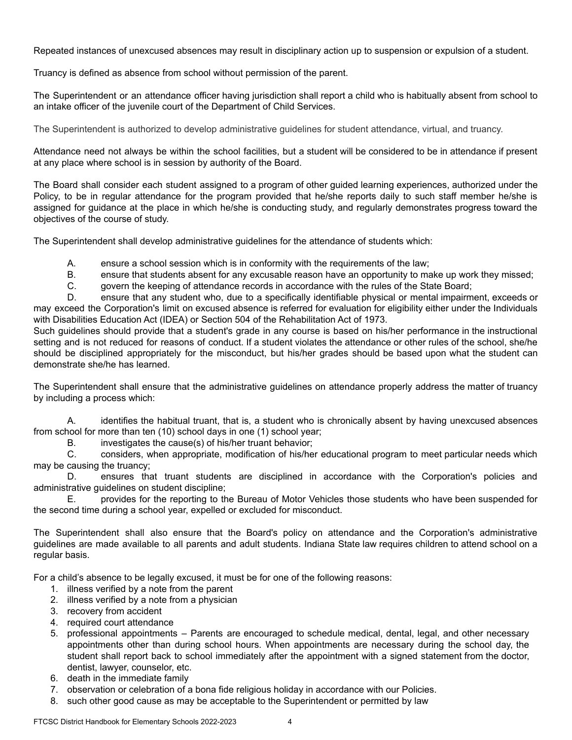Repeated instances of unexcused absences may result in disciplinary action up to suspension or expulsion of a student.

Truancy is defined as absence from school without permission of the parent.

The Superintendent or an attendance officer having jurisdiction shall report a child who is habitually absent from school to an intake officer of the juvenile court of the Department of Child Services.

The Superintendent is authorized to develop administrative guidelines for student attendance, virtual, and truancy.

Attendance need not always be within the school facilities, but a student will be considered to be in attendance if present at any place where school is in session by authority of the Board.

The Board shall consider each student assigned to a program of other guided learning experiences, authorized under the Policy, to be in regular attendance for the program provided that he/she reports daily to such staff member he/she is assigned for guidance at the place in which he/she is conducting study, and regularly demonstrates progress toward the objectives of the course of study.

The Superintendent shall develop administrative guidelines for the attendance of students which:

A. ensure a school session which is in conformity with the requirements of the law;

B. ensure that students absent for any excusable reason have an opportunity to make up work they missed;

C. govern the keeping of attendance records in accordance with the rules of the State Board;

D. ensure that any student who, due to a specifically identifiable physical or mental impairment, exceeds or may exceed the Corporation's limit on excused absence is referred for evaluation for eligibility either under the Individuals with Disabilities Education Act (IDEA) or Section 504 of the Rehabilitation Act of 1973.

Such guidelines should provide that a student's grade in any course is based on his/her performance in the instructional setting and is not reduced for reasons of conduct. If a student violates the attendance or other rules of the school, she/he should be disciplined appropriately for the misconduct, but his/her grades should be based upon what the student can demonstrate she/he has learned.

The Superintendent shall ensure that the administrative guidelines on attendance properly address the matter of truancy by including a process which:

A. identifies the habitual truant, that is, a student who is chronically absent by having unexcused absences from school for more than ten (10) school days in one (1) school year;

B. investigates the cause(s) of his/her truant behavior;

C. considers, when appropriate, modification of his/her educational program to meet particular needs which may be causing the truancy;

D. ensures that truant students are disciplined in accordance with the Corporation's policies and administrative guidelines on student discipline;

E. provides for the reporting to the Bureau of Motor Vehicles those students who have been suspended for the second time during a school year, expelled or excluded for misconduct.

The Superintendent shall also ensure that the Board's policy on attendance and the Corporation's administrative guidelines are made available to all parents and adult students. Indiana State law requires children to attend school on a regular basis.

For a child's absence to be legally excused, it must be for one of the following reasons:

1. illness verified by a note from the parent
2. illness verified by a note from a physician
3. recovery from accident
4. required court attendance
5. professional appointments – Parents are encouraged to schedule medical, dental, legal, and other necessary appointments other than during school hours. When appointments are necessary during the school day, the student shall report back to school immediately after the appointment with a signed statement from the doctor, dentist, lawyer, counselor, etc.
6. death in the immediate family
7. observation or celebration of a bona fide religious holiday in accordance with our Policies.
8. such other good cause as may be acceptable to the Superintendent or permitted by law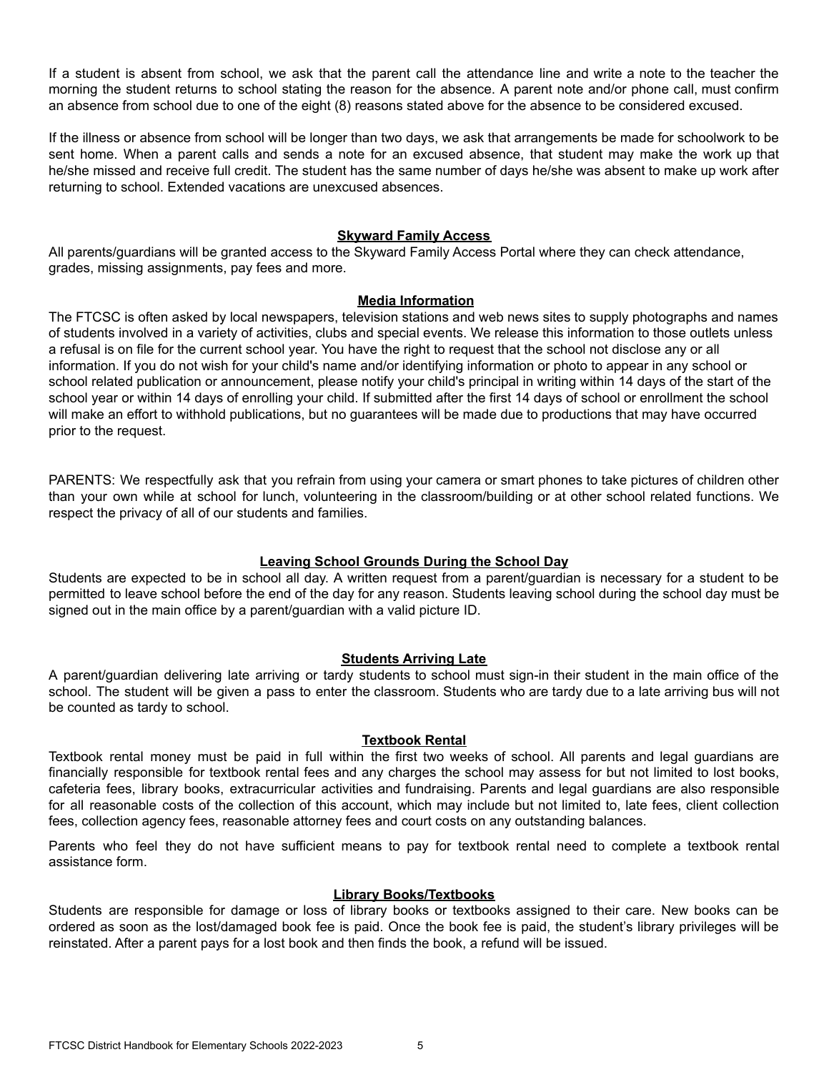If a student is absent from school, we ask that the parent call the attendance line and write a note to the teacher the morning the student returns to school stating the reason for the absence. A parent note and/or phone call, must confirm an absence from school due to one of the eight (8) reasons stated above for the absence to be considered excused.

If the illness or absence from school will be longer than two days, we ask that arrangements be made for schoolwork to be sent home. When a parent calls and sends a note for an excused absence, that student may make the work up that he/she missed and receive full credit. The student has the same number of days he/she was absent to make up work after returning to school. Extended vacations are unexcused absences.

## Skyward Family Access

All parents/guardians will be granted access to the Skyward Family Access Portal where they can check attendance, grades, missing assignments, pay fees and more.

## Media Information

The FTCSC is often asked by local newspapers, television stations and web news sites to supply photographs and names of students involved in a variety of activities, clubs and special events. We release this information to those outlets unless a refusal is on file for the current school year. You have the right to request that the school not disclose any or all information. If you do not wish for your child's name and/or identifying information or photo to appear in any school or school related publication or announcement, please notify your child's principal in writing within 14 days of the start of the school year or within 14 days of enrolling your child. If submitted after the first 14 days of school or enrollment the school will make an effort to withhold publications, but no guarantees will be made due to productions that may have occurred prior to the request.

PARENTS: We respectfully ask that you refrain from using your camera or smart phones to take pictures of children other than your own while at school for lunch, volunteering in the classroom/building or at other school related functions. We respect the privacy of all of our students and families.

## Leaving School Grounds During the School Day

Students are expected to be in school all day. A written request from a parent/guardian is necessary for a student to be permitted to leave school before the end of the day for any reason. Students leaving school during the school day must be signed out in the main office by a parent/guardian with a valid picture ID.

## Students Arriving Late

A parent/guardian delivering late arriving or tardy students to school must sign-in their student in the main office of the school. The student will be given a pass to enter the classroom. Students who are tardy due to a late arriving bus will not be counted as tardy to school.

## Textbook Rental

Textbook rental money must be paid in full within the first two weeks of school. All parents and legal guardians are financially responsible for textbook rental fees and any charges the school may assess for but not limited to lost books, cafeteria fees, library books, extracurricular activities and fundraising. Parents and legal guardians are also responsible for all reasonable costs of the collection of this account, which may include but not limited to, late fees, client collection fees, collection agency fees, reasonable attorney fees and court costs on any outstanding balances.

Parents who feel they do not have sufficient means to pay for textbook rental need to complete a textbook rental assistance form.

## Library Books/Textbooks

Students are responsible for damage or loss of library books or textbooks assigned to their care. New books can be ordered as soon as the lost/damaged book fee is paid. Once the book fee is paid, the student's library privileges will be reinstated. After a parent pays for a lost book and then finds the book, a refund will be issued.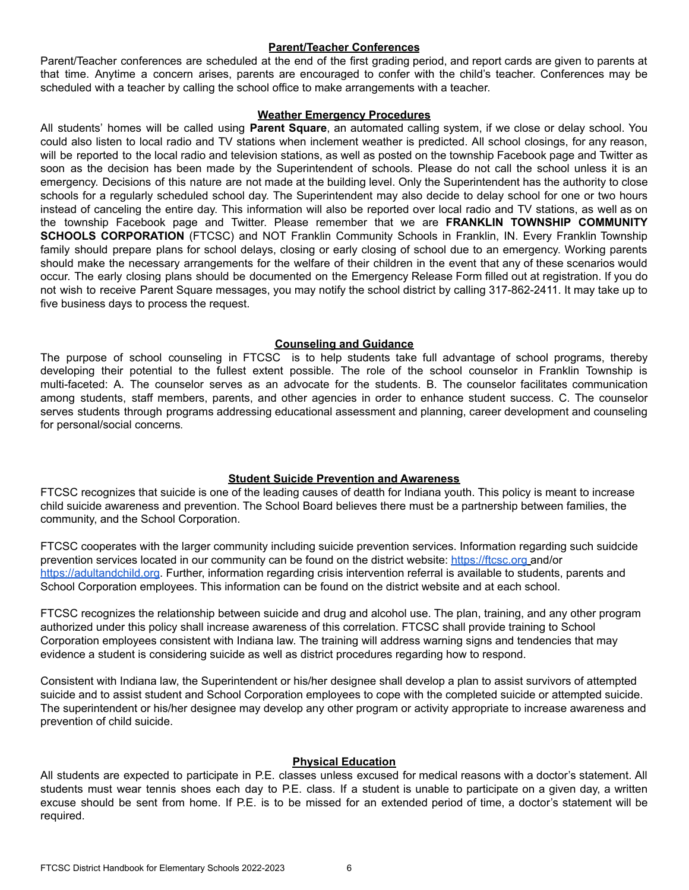## Parent/Teacher Conferences

Parent/Teacher conferences are scheduled at the end of the first grading period, and report cards are given to parents at that time. Anytime a concern arises, parents are encouraged to confer with the child's teacher. Conferences may be scheduled with a teacher by calling the school office to make arrangements with a teacher.

## Weather Emergency Procedures

All students' homes will be called using **Parent Square**, an automated calling system, if we close or delay school. You could also listen to local radio and TV stations when inclement weather is predicted. All school closings, for any reason, will be reported to the local radio and television stations, as well as posted on the township Facebook page and Twitter as soon as the decision has been made by the Superintendent of schools. Please do not call the school unless it is an emergency. Decisions of this nature are not made at the building level. Only the Superintendent has the authority to close schools for a regularly scheduled school day. The Superintendent may also decide to delay school for one or two hours instead of canceling the entire day. This information will also be reported over local radio and TV stations, as well as on the township Facebook page and Twitter. Please remember that we are **FRANKLIN TOWNSHIP COMMUNITY SCHOOLS CORPORATION** (FTCSC) and NOT Franklin Community Schools in Franklin, IN. Every Franklin Township family should prepare plans for school delays, closing or early closing of school due to an emergency. Working parents should make the necessary arrangements for the welfare of their children in the event that any of these scenarios would occur. The early closing plans should be documented on the Emergency Release Form filled out at registration. If you do not wish to receive Parent Square messages, you may notify the school district by calling 317-862-2411. It may take up to five business days to process the request.

## Counseling and Guidance

The purpose of school counseling in FTCSC is to help students take full advantage of school programs, thereby developing their potential to the fullest extent possible. The role of the school counselor in Franklin Township is multi-faceted: A. The counselor serves as an advocate for the students. B. The counselor facilitates communication among students, staff members, parents, and other agencies in order to enhance student success. C. The counselor serves students through programs addressing educational assessment and planning, career development and counseling for personal/social concerns.

## Student Suicide Prevention and Awareness

FTCSC recognizes that suicide is one of the leading causes of deatth for Indiana youth. This policy is meant to increase child suicide awareness and prevention. The School Board believes there must be a partnership between families, the community, and the School Corporation.

FTCSC cooperates with the larger community including suicide prevention services. Information regarding such suidcide prevention services located in our community can be found on the district website: [https://ftcsc.org](https://ftcsc.org) and/or [https://adultandchild.org](https://adultandchild.org). Further, information regarding crisis intervention referral is available to students, parents and School Corporation employees. This information can be found on the district website and at each school.

FTCSC recognizes the relationship between suicide and drug and alcohol use. The plan, training, and any other program authorized under this policy shall increase awareness of this correlation. FTCSC shall provide training to School Corporation employees consistent with Indiana law. The training will address warning signs and tendencies that may evidence a student is considering suicide as well as district procedures regarding how to respond.

Consistent with Indiana law, the Superintendent or his/her designee shall develop a plan to assist survivors of attempted suicide and to assist student and School Corporation employees to cope with the completed suicide or attempted suicide. The superintendent or his/her designee may develop any other program or activity appropriate to increase awareness and prevention of child suicide.

## Physical Education

All students are expected to participate in P.E. classes unless excused for medical reasons with a doctor's statement. All students must wear tennis shoes each day to P.E. class. If a student is unable to participate on a given day, a written excuse should be sent from home. If P.E. is to be missed for an extended period of time, a doctor's statement will be required.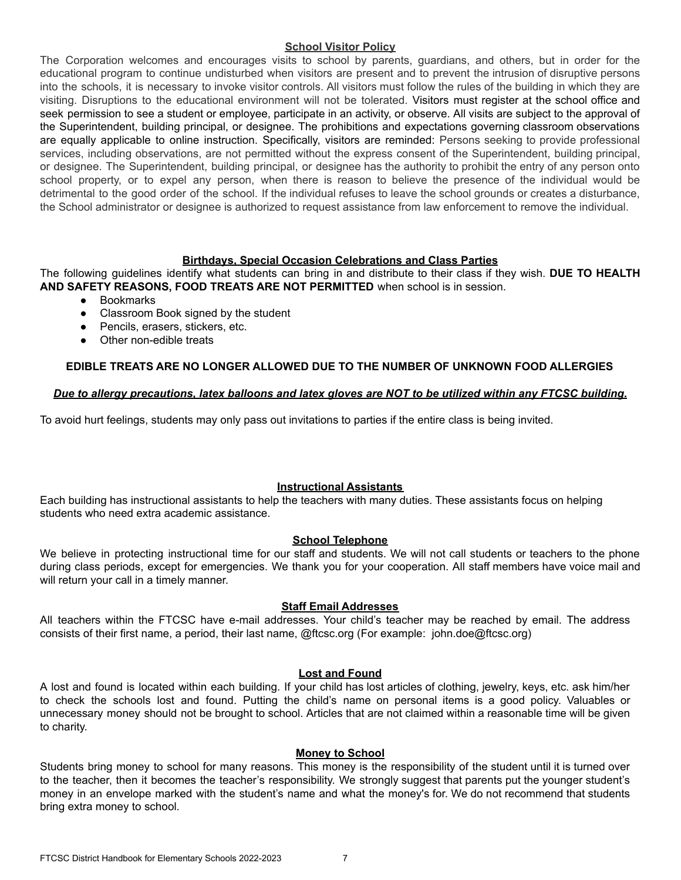## School Visitor Policy

The Corporation welcomes and encourages visits to school by parents, guardians, and others, but in order for the educational program to continue undisturbed when visitors are present and to prevent the intrusion of disruptive persons into the schools, it is necessary to invoke visitor controls. All visitors must follow the rules of the building in which they are visiting. Disruptions to the educational environment will not be tolerated. Visitors must register at the school office and seek permission to see a student or employee, participate in an activity, or observe. All visits are subject to the approval of the Superintendent, building principal, or designee. The prohibitions and expectations governing classroom observations are equally applicable to online instruction. Specifically, visitors are reminded: Persons seeking to provide professional services, including observations, are not permitted without the express consent of the Superintendent, building principal, or designee. The Superintendent, building principal, or designee has the authority to prohibit the entry of any person onto school property, or to expel any person, when there is reason to believe the presence of the individual would be detrimental to the good order of the school. If the individual refuses to leave the school grounds or creates a disturbance, the School administrator or designee is authorized to request assistance from law enforcement to remove the individual.

## Birthdays, Special Occasion Celebrations and Class Parties

The following guidelines identify what students can bring in and distribute to their class if they wish. **DUE TO HEALTH AND SAFETY REASONS, FOOD TREATS ARE NOT PERMITTED** when school is in session.

- Bookmarks
- Classroom Book signed by the student
- Pencils, erasers, stickers, etc.
- Other non-edible treats

**EDIBLE TREATS ARE NO LONGER ALLOWED DUE TO THE NUMBER OF UNKNOWN FOOD ALLERGIES**

***Due to allergy precautions, latex balloons and latex gloves are NOT to be utilized within any FTCSC building.***

To avoid hurt feelings, students may only pass out invitations to parties if the entire class is being invited.

## Instructional Assistants

Each building has instructional assistants to help the teachers with many duties. These assistants focus on helping students who need extra academic assistance.

## School Telephone

We believe in protecting instructional time for our staff and students. We will not call students or teachers to the phone during class periods, except for emergencies. We thank you for your cooperation. All staff members have voice mail and will return your call in a timely manner.

## Staff Email Addresses

All teachers within the FTCSC have e-mail addresses. Your child's teacher may be reached by email. The address consists of their first name, a period, their last name, @ftcsc.org (For example: john.doe@ftcsc.org)

## Lost and Found

A lost and found is located within each building. If your child has lost articles of clothing, jewelry, keys, etc. ask him/her to check the schools lost and found. Putting the child's name on personal items is a good policy. Valuables or unnecessary money should not be brought to school. Articles that are not claimed within a reasonable time will be given to charity.

## Money to School

Students bring money to school for many reasons. This money is the responsibility of the student until it is turned over to the teacher, then it becomes the teacher's responsibility. We strongly suggest that parents put the younger student's money in an envelope marked with the student's name and what the money's for. We do not recommend that students bring extra money to school.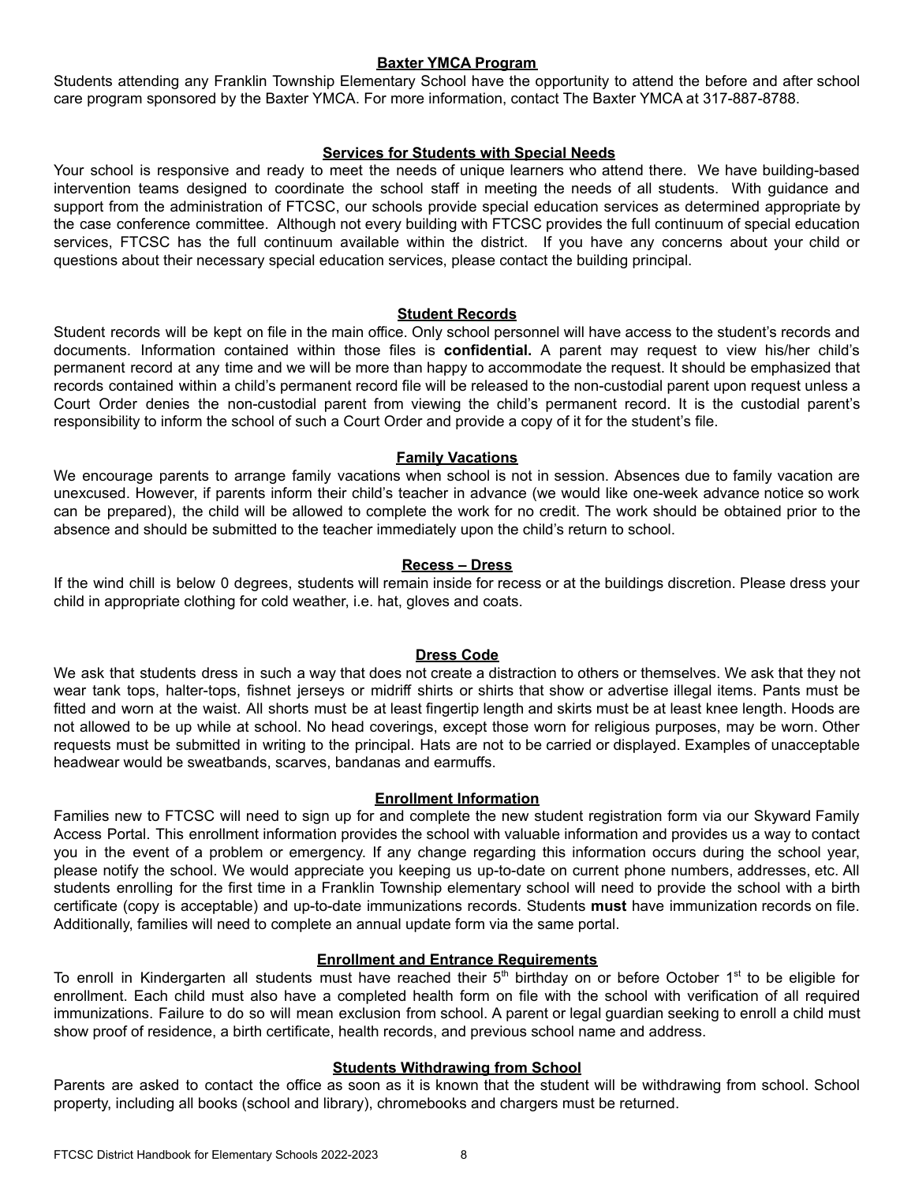## Baxter YMCA Program

Students attending any Franklin Township Elementary School have the opportunity to attend the before and after school care program sponsored by the Baxter YMCA. For more information, contact The Baxter YMCA at 317-887-8788.

## Services for Students with Special Needs

Your school is responsive and ready to meet the needs of unique learners who attend there. We have building-based intervention teams designed to coordinate the school staff in meeting the needs of all students. With guidance and support from the administration of FTCSC, our schools provide special education services as determined appropriate by the case conference committee. Although not every building with FTCSC provides the full continuum of special education services, FTCSC has the full continuum available within the district. If you have any concerns about your child or questions about their necessary special education services, please contact the building principal.

## Student Records

Student records will be kept on file in the main office. Only school personnel will have access to the student's records and documents. Information contained within those files is **confidential.** A parent may request to view his/her child's permanent record at any time and we will be more than happy to accommodate the request. It should be emphasized that records contained within a child's permanent record file will be released to the non-custodial parent upon request unless a Court Order denies the non-custodial parent from viewing the child's permanent record. It is the custodial parent's responsibility to inform the school of such a Court Order and provide a copy of it for the student's file.

## Family Vacations

We encourage parents to arrange family vacations when school is not in session. Absences due to family vacation are unexcused. However, if parents inform their child's teacher in advance (we would like one-week advance notice so work can be prepared), the child will be allowed to complete the work for no credit. The work should be obtained prior to the absence and should be submitted to the teacher immediately upon the child's return to school.

## Recess – Dress

If the wind chill is below 0 degrees, students will remain inside for recess or at the buildings discretion. Please dress your child in appropriate clothing for cold weather, i.e. hat, gloves and coats.

## Dress Code

We ask that students dress in such a way that does not create a distraction to others or themselves. We ask that they not wear tank tops, halter-tops, fishnet jerseys or midriff shirts or shirts that show or advertise illegal items. Pants must be fitted and worn at the waist. All shorts must be at least fingertip length and skirts must be at least knee length. Hoods are not allowed to be up while at school. No head coverings, except those worn for religious purposes, may be worn. Other requests must be submitted in writing to the principal. Hats are not to be carried or displayed. Examples of unacceptable headwear would be sweatbands, scarves, bandanas and earmuffs.

## Enrollment Information

Families new to FTCSC will need to sign up for and complete the new student registration form via our Skyward Family Access Portal. This enrollment information provides the school with valuable information and provides us a way to contact you in the event of a problem or emergency. If any change regarding this information occurs during the school year, please notify the school. We would appreciate you keeping us up-to-date on current phone numbers, addresses, etc. All students enrolling for the first time in a Franklin Township elementary school will need to provide the school with a birth certificate (copy is acceptable) and up-to-date immunizations records. Students **must** have immunization records on file. Additionally, families will need to complete an annual update form via the same portal.

## Enrollment and Entrance Requirements

To enroll in Kindergarten all students must have reached their 5th birthday on or before October 1st to be eligible for enrollment. Each child must also have a completed health form on file with the school with verification of all required immunizations. Failure to do so will mean exclusion from school. A parent or legal guardian seeking to enroll a child must show proof of residence, a birth certificate, health records, and previous school name and address.

## Students Withdrawing from School

Parents are asked to contact the office as soon as it is known that the student will be withdrawing from school. School property, including all books (school and library), chromebooks and chargers must be returned.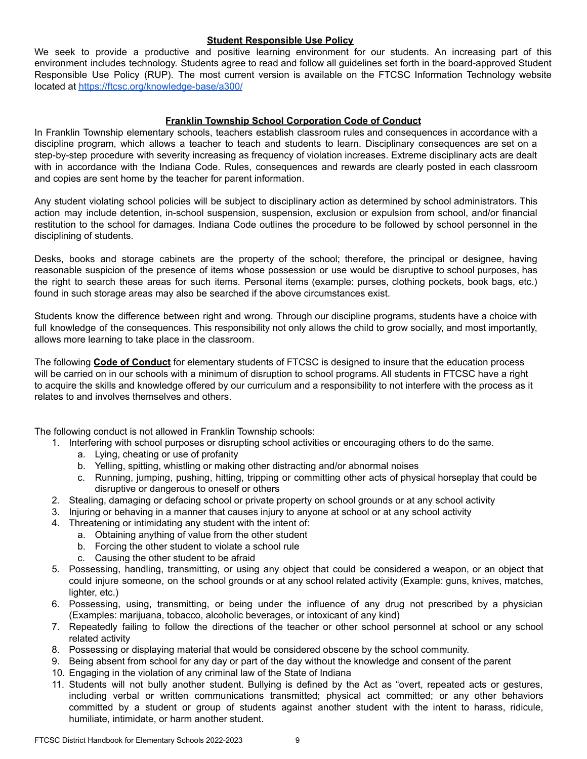## Student Responsible Use Policy

We seek to provide a productive and positive learning environment for our students. An increasing part of this environment includes technology. Students agree to read and follow all guidelines set forth in the board-approved Student Responsible Use Policy (RUP). The most current version is available on the FTCSC Information Technology website located at https://ftcsc.org/knowledge-base/a300/

## Franklin Township School Corporation Code of Conduct

In Franklin Township elementary schools, teachers establish classroom rules and consequences in accordance with a discipline program, which allows a teacher to teach and students to learn. Disciplinary consequences are set on a step-by-step procedure with severity increasing as frequency of violation increases. Extreme disciplinary acts are dealt with in accordance with the Indiana Code. Rules, consequences and rewards are clearly posted in each classroom and copies are sent home by the teacher for parent information.

Any student violating school policies will be subject to disciplinary action as determined by school administrators. This action may include detention, in-school suspension, suspension, exclusion or expulsion from school, and/or financial restitution to the school for damages. Indiana Code outlines the procedure to be followed by school personnel in the disciplining of students.

Desks, books and storage cabinets are the property of the school; therefore, the principal or designee, having reasonable suspicion of the presence of items whose possession or use would be disruptive to school purposes, has the right to search these areas for such items. Personal items (example: purses, clothing pockets, book bags, etc.) found in such storage areas may also be searched if the above circumstances exist.

Students know the difference between right and wrong. Through our discipline programs, students have a choice with full knowledge of the consequences. This responsibility not only allows the child to grow socially, and most importantly, allows more learning to take place in the classroom.

The following **Code of Conduct** for elementary students of FTCSC is designed to insure that the education process will be carried on in our schools with a minimum of disruption to school programs. All students in FTCSC have a right to acquire the skills and knowledge offered by our curriculum and a responsibility to not interfere with the process as it relates to and involves themselves and others.

The following conduct is not allowed in Franklin Township schools:

1. Interfering with school purposes or disrupting school activities or encouraging others to do the same.
   a. Lying, cheating or use of profanity
   b. Yelling, spitting, whistling or making other distracting and/or abnormal noises
   c. Running, jumping, pushing, hitting, tripping or committing other acts of physical horseplay that could be disruptive or dangerous to oneself or others
2. Stealing, damaging or defacing school or private property on school grounds or at any school activity
3. Injuring or behaving in a manner that causes injury to anyone at school or at any school activity
4. Threatening or intimidating any student with the intent of:
   a. Obtaining anything of value from the other student
   b. Forcing the other student to violate a school rule
   c. Causing the other student to be afraid
5. Possessing, handling, transmitting, or using any object that could be considered a weapon, or an object that could injure someone, on the school grounds or at any school related activity (Example: guns, knives, matches, lighter, etc.)
6. Possessing, using, transmitting, or being under the influence of any drug not prescribed by a physician (Examples: marijuana, tobacco, alcoholic beverages, or intoxicant of any kind)
7. Repeatedly failing to follow the directions of the teacher or other school personnel at school or any school related activity
8. Possessing or displaying material that would be considered obscene by the school community.
9. Being absent from school for any day or part of the day without the knowledge and consent of the parent
10. Engaging in the violation of any criminal law of the State of Indiana
11. Students will not bully another student. Bullying is defined by the Act as "overt, repeated acts or gestures, including verbal or written communications transmitted; physical act committed; or any other behaviors committed by a student or group of students against another student with the intent to harass, ridicule, humiliate, intimidate, or harm another student.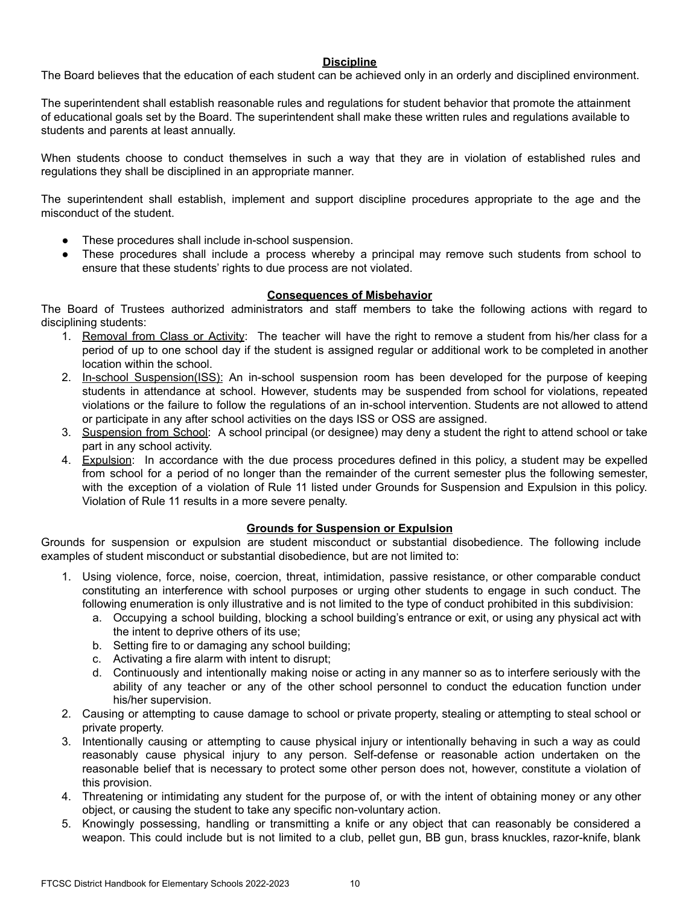## Discipline

The Board believes that the education of each student can be achieved only in an orderly and disciplined environment.

The superintendent shall establish reasonable rules and regulations for student behavior that promote the attainment of educational goals set by the Board. The superintendent shall make these written rules and regulations available to students and parents at least annually.

When students choose to conduct themselves in such a way that they are in violation of established rules and regulations they shall be disciplined in an appropriate manner.

The superintendent shall establish, implement and support discipline procedures appropriate to the age and the misconduct of the student.

- These procedures shall include in-school suspension.
- These procedures shall include a process whereby a principal may remove such students from school to ensure that these students' rights to due process are not violated.

## Consequences of Misbehavior

The Board of Trustees authorized administrators and staff members to take the following actions with regard to disciplining students:

1. Removal from Class or Activity: The teacher will have the right to remove a student from his/her class for a period of up to one school day if the student is assigned regular or additional work to be completed in another location within the school.
2. In-school Suspension(ISS): An in-school suspension room has been developed for the purpose of keeping students in attendance at school. However, students may be suspended from school for violations, repeated violations or the failure to follow the regulations of an in-school intervention. Students are not allowed to attend or participate in any after school activities on the days ISS or OSS are assigned.
3. Suspension from School: A school principal (or designee) may deny a student the right to attend school or take part in any school activity.
4. Expulsion: In accordance with the due process procedures defined in this policy, a student may be expelled from school for a period of no longer than the remainder of the current semester plus the following semester, with the exception of a violation of Rule 11 listed under Grounds for Suspension and Expulsion in this policy. Violation of Rule 11 results in a more severe penalty.

## Grounds for Suspension or Expulsion

Grounds for suspension or expulsion are student misconduct or substantial disobedience. The following include examples of student misconduct or substantial disobedience, but are not limited to:

1. Using violence, force, noise, coercion, threat, intimidation, passive resistance, or other comparable conduct constituting an interference with school purposes or urging other students to engage in such conduct. The following enumeration is only illustrative and is not limited to the type of conduct prohibited in this subdivision:
   a. Occupying a school building, blocking a school building's entrance or exit, or using any physical act with the intent to deprive others of its use;
   b. Setting fire to or damaging any school building;
   c. Activating a fire alarm with intent to disrupt;
   d. Continuously and intentionally making noise or acting in any manner so as to interfere seriously with the ability of any teacher or any of the other school personnel to conduct the education function under his/her supervision.
2. Causing or attempting to cause damage to school or private property, stealing or attempting to steal school or private property.
3. Intentionally causing or attempting to cause physical injury or intentionally behaving in such a way as could reasonably cause physical injury to any person. Self-defense or reasonable action undertaken on the reasonable belief that is necessary to protect some other person does not, however, constitute a violation of this provision.
4. Threatening or intimidating any student for the purpose of, or with the intent of obtaining money or any other object, or causing the student to take any specific non-voluntary action.
5. Knowingly possessing, handling or transmitting a knife or any object that can reasonably be considered a weapon. This could include but is not limited to a club, pellet gun, BB gun, brass knuckles, razor-knife, blank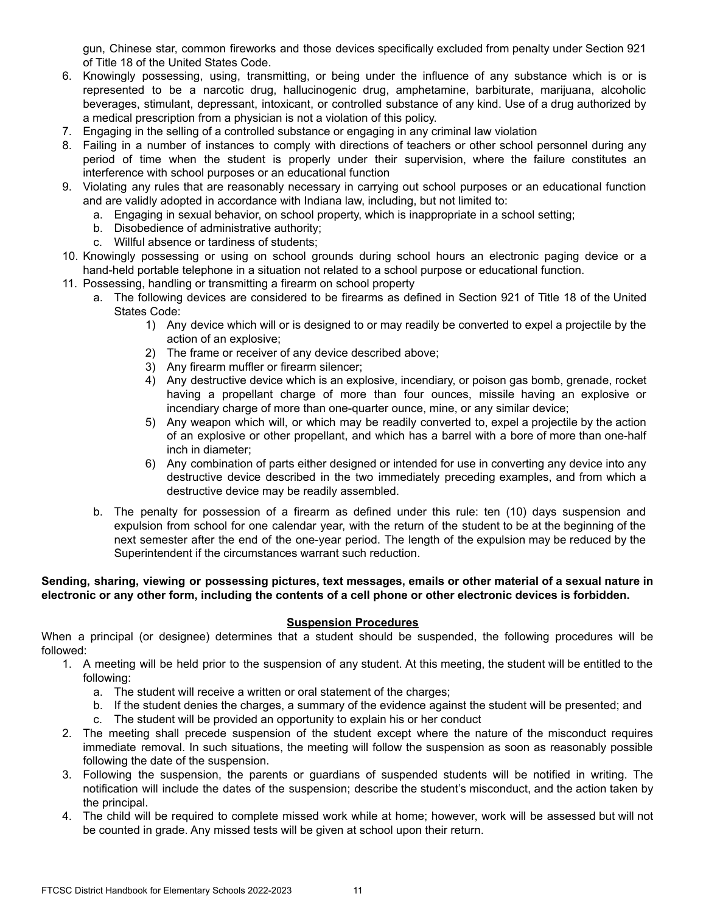gun, Chinese star, common fireworks and those devices specifically excluded from penalty under Section 921 of Title 18 of the United States Code.

6. Knowingly possessing, using, transmitting, or being under the influence of any substance which is or is represented to be a narcotic drug, hallucinogenic drug, amphetamine, barbiturate, marijuana, alcoholic beverages, stimulant, depressant, intoxicant, or controlled substance of any kind. Use of a drug authorized by a medical prescription from a physician is not a violation of this policy.
7. Engaging in the selling of a controlled substance or engaging in any criminal law violation
8. Failing in a number of instances to comply with directions of teachers or other school personnel during any period of time when the student is properly under their supervision, where the failure constitutes an interference with school purposes or an educational function
9. Violating any rules that are reasonably necessary in carrying out school purposes or an educational function and are validly adopted in accordance with Indiana law, including, but not limited to:
   a. Engaging in sexual behavior, on school property, which is inappropriate in a school setting;
   b. Disobedience of administrative authority;
   c. Willful absence or tardiness of students;
10. Knowingly possessing or using on school grounds during school hours an electronic paging device or a hand-held portable telephone in a situation not related to a school purpose or educational function.
11. Possessing, handling or transmitting a firearm on school property
    a. The following devices are considered to be firearms as defined in Section 921 of Title 18 of the United States Code:
        1) Any device which will or is designed to or may readily be converted to expel a projectile by the action of an explosive;
        2) The frame or receiver of any device described above;
        3) Any firearm muffler or firearm silencer;
        4) Any destructive device which is an explosive, incendiary, or poison gas bomb, grenade, rocket having a propellant charge of more than four ounces, missile having an explosive or incendiary charge of more than one-quarter ounce, mine, or any similar device;
        5) Any weapon which will, or which may be readily converted to, expel a projectile by the action of an explosive or other propellant, and which has a barrel with a bore of more than one-half inch in diameter;
        6) Any combination of parts either designed or intended for use in converting any device into any destructive device described in the two immediately preceding examples, and from which a destructive device may be readily assembled.
    b. The penalty for possession of a firearm as defined under this rule: ten (10) days suspension and expulsion from school for one calendar year, with the return of the student to be at the beginning of the next semester after the end of the one-year period. The length of the expulsion may be reduced by the Superintendent if the circumstances warrant such reduction.

**Sending, sharing, viewing or possessing pictures, text messages, emails or other material of a sexual nature in electronic or any other form, including the contents of a cell phone or other electronic devices is forbidden.**

## Suspension Procedures

When a principal (or designee) determines that a student should be suspended, the following procedures will be followed:

1. A meeting will be held prior to the suspension of any student. At this meeting, the student will be entitled to the following:
   a. The student will receive a written or oral statement of the charges;
   b. If the student denies the charges, a summary of the evidence against the student will be presented; and
   c. The student will be provided an opportunity to explain his or her conduct
2. The meeting shall precede suspension of the student except where the nature of the misconduct requires immediate removal. In such situations, the meeting will follow the suspension as soon as reasonably possible following the date of the suspension.
3. Following the suspension, the parents or guardians of suspended students will be notified in writing. The notification will include the dates of the suspension; describe the student's misconduct, and the action taken by the principal.
4. The child will be required to complete missed work while at home; however, work will be assessed but will not be counted in grade. Any missed tests will be given at school upon their return.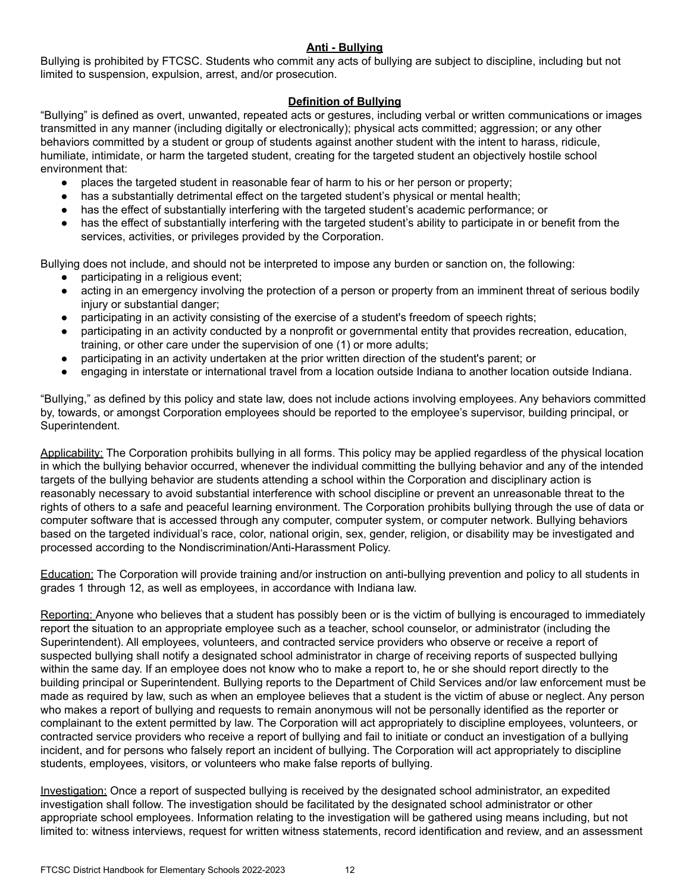## Anti - Bullying

Bullying is prohibited by FTCSC. Students who commit any acts of bullying are subject to discipline, including but not limited to suspension, expulsion, arrest, and/or prosecution.

## Definition of Bullying

"Bullying" is defined as overt, unwanted, repeated acts or gestures, including verbal or written communications or images transmitted in any manner (including digitally or electronically); physical acts committed; aggression; or any other behaviors committed by a student or group of students against another student with the intent to harass, ridicule, humiliate, intimidate, or harm the targeted student, creating for the targeted student an objectively hostile school environment that:

- places the targeted student in reasonable fear of harm to his or her person or property;
- has a substantially detrimental effect on the targeted student's physical or mental health;
- has the effect of substantially interfering with the targeted student's academic performance; or
- has the effect of substantially interfering with the targeted student's ability to participate in or benefit from the services, activities, or privileges provided by the Corporation.

Bullying does not include, and should not be interpreted to impose any burden or sanction on, the following:

- participating in a religious event;
- acting in an emergency involving the protection of a person or property from an imminent threat of serious bodily injury or substantial danger;
- participating in an activity consisting of the exercise of a student's freedom of speech rights;
- participating in an activity conducted by a nonprofit or governmental entity that provides recreation, education, training, or other care under the supervision of one (1) or more adults;
- participating in an activity undertaken at the prior written direction of the student's parent; or
- engaging in interstate or international travel from a location outside Indiana to another location outside Indiana.

"Bullying," as defined by this policy and state law, does not include actions involving employees. Any behaviors committed by, towards, or amongst Corporation employees should be reported to the employee's supervisor, building principal, or Superintendent.

Applicability: The Corporation prohibits bullying in all forms. This policy may be applied regardless of the physical location in which the bullying behavior occurred, whenever the individual committing the bullying behavior and any of the intended targets of the bullying behavior are students attending a school within the Corporation and disciplinary action is reasonably necessary to avoid substantial interference with school discipline or prevent an unreasonable threat to the rights of others to a safe and peaceful learning environment. The Corporation prohibits bullying through the use of data or computer software that is accessed through any computer, computer system, or computer network. Bullying behaviors based on the targeted individual's race, color, national origin, sex, gender, religion, or disability may be investigated and processed according to the Nondiscrimination/Anti-Harassment Policy.

Education: The Corporation will provide training and/or instruction on anti-bullying prevention and policy to all students in grades 1 through 12, as well as employees, in accordance with Indiana law.

Reporting: Anyone who believes that a student has possibly been or is the victim of bullying is encouraged to immediately report the situation to an appropriate employee such as a teacher, school counselor, or administrator (including the Superintendent). All employees, volunteers, and contracted service providers who observe or receive a report of suspected bullying shall notify a designated school administrator in charge of receiving reports of suspected bullying within the same day. If an employee does not know who to make a report to, he or she should report directly to the building principal or Superintendent. Bullying reports to the Department of Child Services and/or law enforcement must be made as required by law, such as when an employee believes that a student is the victim of abuse or neglect. Any person who makes a report of bullying and requests to remain anonymous will not be personally identified as the reporter or complainant to the extent permitted by law. The Corporation will act appropriately to discipline employees, volunteers, or contracted service providers who receive a report of bullying and fail to initiate or conduct an investigation of a bullying incident, and for persons who falsely report an incident of bullying. The Corporation will act appropriately to discipline students, employees, visitors, or volunteers who make false reports of bullying.

Investigation: Once a report of suspected bullying is received by the designated school administrator, an expedited investigation shall follow. The investigation should be facilitated by the designated school administrator or other appropriate school employees. Information relating to the investigation will be gathered using means including, but not limited to: witness interviews, request for written witness statements, record identification and review, and an assessment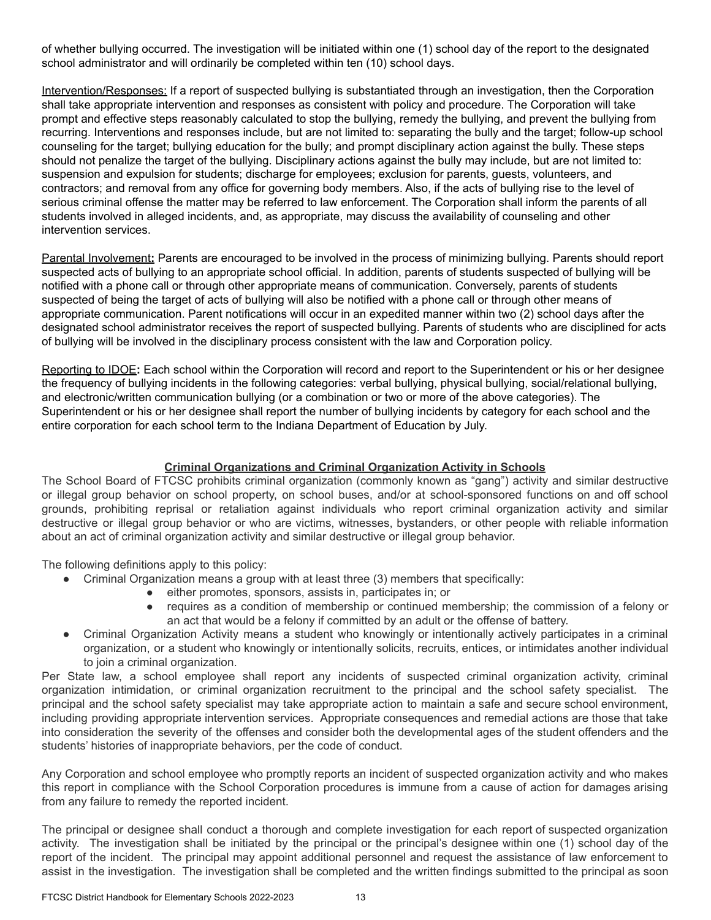of whether bullying occurred. The investigation will be initiated within one (1) school day of the report to the designated school administrator and will ordinarily be completed within ten (10) school days.

Intervention/Responses: If a report of suspected bullying is substantiated through an investigation, then the Corporation shall take appropriate intervention and responses as consistent with policy and procedure. The Corporation will take prompt and effective steps reasonably calculated to stop the bullying, remedy the bullying, and prevent the bullying from recurring. Interventions and responses include, but are not limited to: separating the bully and the target; follow-up school counseling for the target; bullying education for the bully; and prompt disciplinary action against the bully. These steps should not penalize the target of the bullying. Disciplinary actions against the bully may include, but are not limited to: suspension and expulsion for students; discharge for employees; exclusion for parents, guests, volunteers, and contractors; and removal from any office for governing body members. Also, if the acts of bullying rise to the level of serious criminal offense the matter may be referred to law enforcement. The Corporation shall inform the parents of all students involved in alleged incidents, and, as appropriate, may discuss the availability of counseling and other intervention services.

Parental Involvement**:** Parents are encouraged to be involved in the process of minimizing bullying. Parents should report suspected acts of bullying to an appropriate school official. In addition, parents of students suspected of bullying will be notified with a phone call or through other appropriate means of communication. Conversely, parents of students suspected of being the target of acts of bullying will also be notified with a phone call or through other means of appropriate communication. Parent notifications will occur in an expedited manner within two (2) school days after the designated school administrator receives the report of suspected bullying. Parents of students who are disciplined for acts of bullying will be involved in the disciplinary process consistent with the law and Corporation policy.

Reporting to IDOE**:** Each school within the Corporation will record and report to the Superintendent or his or her designee the frequency of bullying incidents in the following categories: verbal bullying, physical bullying, social/relational bullying, and electronic/written communication bullying (or a combination or two or more of the above categories). The Superintendent or his or her designee shall report the number of bullying incidents by category for each school and the entire corporation for each school term to the Indiana Department of Education by July.

## Criminal Organizations and Criminal Organization Activity in Schools

The School Board of FTCSC prohibits criminal organization (commonly known as "gang") activity and similar destructive or illegal group behavior on school property, on school buses, and/or at school-sponsored functions on and off school grounds, prohibiting reprisal or retaliation against individuals who report criminal organization activity and similar destructive or illegal group behavior or who are victims, witnesses, bystanders, or other people with reliable information about an act of criminal organization activity and similar destructive or illegal group behavior.

The following definitions apply to this policy:

- Criminal Organization means a group with at least three (3) members that specifically:
    - either promotes, sponsors, assists in, participates in; or
    - requires as a condition of membership or continued membership; the commission of a felony or an act that would be a felony if committed by an adult or the offense of battery.
- Criminal Organization Activity means a student who knowingly or intentionally actively participates in a criminal organization, or a student who knowingly or intentionally solicits, recruits, entices, or intimidates another individual to join a criminal organization.

Per State law, a school employee shall report any incidents of suspected criminal organization activity, criminal organization intimidation, or criminal organization recruitment to the principal and the school safety specialist. The principal and the school safety specialist may take appropriate action to maintain a safe and secure school environment, including providing appropriate intervention services. Appropriate consequences and remedial actions are those that take into consideration the severity of the offenses and consider both the developmental ages of the student offenders and the students' histories of inappropriate behaviors, per the code of conduct.

Any Corporation and school employee who promptly reports an incident of suspected organization activity and who makes this report in compliance with the School Corporation procedures is immune from a cause of action for damages arising from any failure to remedy the reported incident.

The principal or designee shall conduct a thorough and complete investigation for each report of suspected organization activity. The investigation shall be initiated by the principal or the principal's designee within one (1) school day of the report of the incident. The principal may appoint additional personnel and request the assistance of law enforcement to assist in the investigation. The investigation shall be completed and the written findings submitted to the principal as soon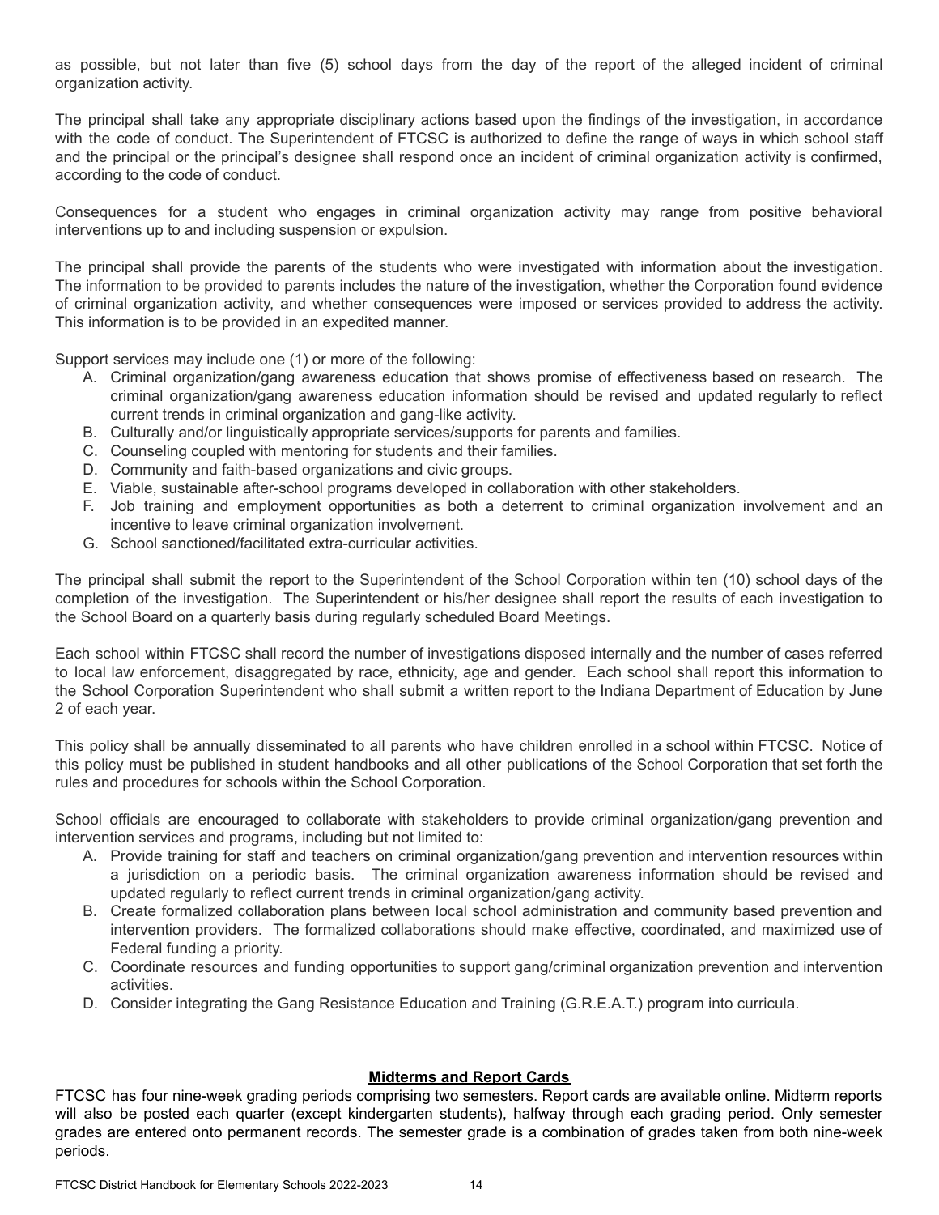as possible, but not later than five (5) school days from the day of the report of the alleged incident of criminal organization activity.

The principal shall take any appropriate disciplinary actions based upon the findings of the investigation, in accordance with the code of conduct. The Superintendent of FTCSC is authorized to define the range of ways in which school staff and the principal or the principal's designee shall respond once an incident of criminal organization activity is confirmed, according to the code of conduct.

Consequences for a student who engages in criminal organization activity may range from positive behavioral interventions up to and including suspension or expulsion.

The principal shall provide the parents of the students who were investigated with information about the investigation. The information to be provided to parents includes the nature of the investigation, whether the Corporation found evidence of criminal organization activity, and whether consequences were imposed or services provided to address the activity. This information is to be provided in an expedited manner.

Support services may include one (1) or more of the following:

A. Criminal organization/gang awareness education that shows promise of effectiveness based on research. The criminal organization/gang awareness education information should be revised and updated regularly to reflect current trends in criminal organization and gang-like activity.
B. Culturally and/or linguistically appropriate services/supports for parents and families.
C. Counseling coupled with mentoring for students and their families.
D. Community and faith-based organizations and civic groups.
E. Viable, sustainable after-school programs developed in collaboration with other stakeholders.
F. Job training and employment opportunities as both a deterrent to criminal organization involvement and an incentive to leave criminal organization involvement.
G. School sanctioned/facilitated extra-curricular activities.

The principal shall submit the report to the Superintendent of the School Corporation within ten (10) school days of the completion of the investigation. The Superintendent or his/her designee shall report the results of each investigation to the School Board on a quarterly basis during regularly scheduled Board Meetings.

Each school within FTCSC shall record the number of investigations disposed internally and the number of cases referred to local law enforcement, disaggregated by race, ethnicity, age and gender. Each school shall report this information to the School Corporation Superintendent who shall submit a written report to the Indiana Department of Education by June 2 of each year.

This policy shall be annually disseminated to all parents who have children enrolled in a school within FTCSC. Notice of this policy must be published in student handbooks and all other publications of the School Corporation that set forth the rules and procedures for schools within the School Corporation.

School officials are encouraged to collaborate with stakeholders to provide criminal organization/gang prevention and intervention services and programs, including but not limited to:

A. Provide training for staff and teachers on criminal organization/gang prevention and intervention resources within a jurisdiction on a periodic basis. The criminal organization awareness information should be revised and updated regularly to reflect current trends in criminal organization/gang activity.
B. Create formalized collaboration plans between local school administration and community based prevention and intervention providers. The formalized collaborations should make effective, coordinated, and maximized use of Federal funding a priority.
C. Coordinate resources and funding opportunities to support gang/criminal organization prevention and intervention activities.
D. Consider integrating the Gang Resistance Education and Training (G.R.E.A.T.) program into curricula.

## Midterms and Report Cards

FTCSC has four nine-week grading periods comprising two semesters. Report cards are available online. Midterm reports will also be posted each quarter (except kindergarten students), halfway through each grading period. Only semester grades are entered onto permanent records. The semester grade is a combination of grades taken from both nine-week periods.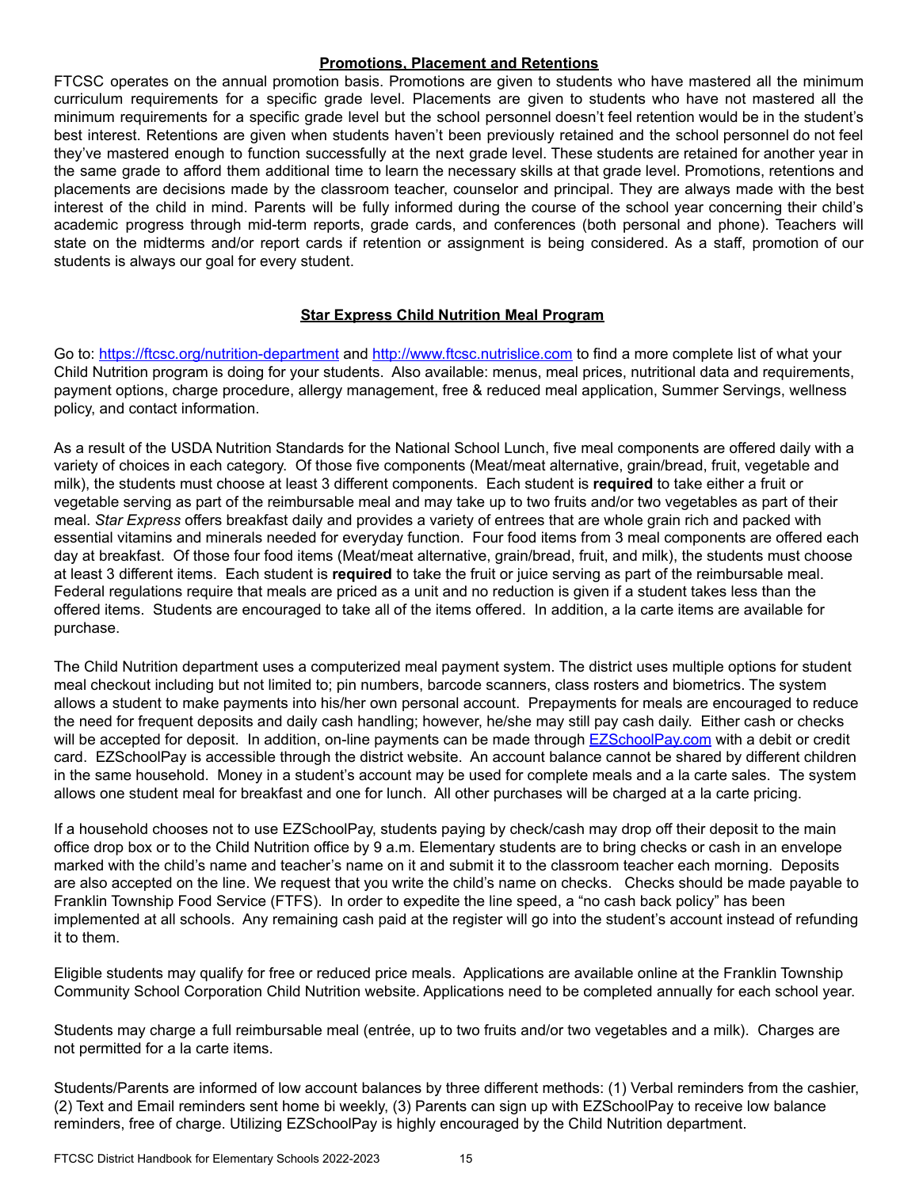## Promotions, Placement and Retentions

FTCSC operates on the annual promotion basis. Promotions are given to students who have mastered all the minimum curriculum requirements for a specific grade level. Placements are given to students who have not mastered all the minimum requirements for a specific grade level but the school personnel doesn't feel retention would be in the student's best interest. Retentions are given when students haven't been previously retained and the school personnel do not feel they've mastered enough to function successfully at the next grade level. These students are retained for another year in the same grade to afford them additional time to learn the necessary skills at that grade level. Promotions, retentions and placements are decisions made by the classroom teacher, counselor and principal. They are always made with the best interest of the child in mind. Parents will be fully informed during the course of the school year concerning their child's academic progress through mid-term reports, grade cards, and conferences (both personal and phone). Teachers will state on the midterms and/or report cards if retention or assignment is being considered. As a staff, promotion of our students is always our goal for every student.

## Star Express Child Nutrition Meal Program

Go to: [https://ftcsc.org/nutrition-department](https://ftcsc.org/nutrition-department) and [http://www.ftcsc.nutrislice.com](http://www.ftcsc.nutrislice.com) to find a more complete list of what your Child Nutrition program is doing for your students. Also available: menus, meal prices, nutritional data and requirements, payment options, charge procedure, allergy management, free & reduced meal application, Summer Servings, wellness policy, and contact information.

As a result of the USDA Nutrition Standards for the National School Lunch, five meal components are offered daily with a variety of choices in each category. Of those five components (Meat/meat alternative, grain/bread, fruit, vegetable and milk), the students must choose at least 3 different components. Each student is **required** to take either a fruit or vegetable serving as part of the reimbursable meal and may take up to two fruits and/or two vegetables as part of their meal. *Star Express* offers breakfast daily and provides a variety of entrees that are whole grain rich and packed with essential vitamins and minerals needed for everyday function. Four food items from 3 meal components are offered each day at breakfast. Of those four food items (Meat/meat alternative, grain/bread, fruit, and milk), the students must choose at least 3 different items. Each student is **required** to take the fruit or juice serving as part of the reimbursable meal. Federal regulations require that meals are priced as a unit and no reduction is given if a student takes less than the offered items. Students are encouraged to take all of the items offered. In addition, a la carte items are available for purchase.

The Child Nutrition department uses a computerized meal payment system. The district uses multiple options for student meal checkout including but not limited to; pin numbers, barcode scanners, class rosters and biometrics. The system allows a student to make payments into his/her own personal account. Prepayments for meals are encouraged to reduce the need for frequent deposits and daily cash handling; however, he/she may still pay cash daily. Either cash or checks will be accepted for deposit. In addition, on-line payments can be made through [EZSchoolPay.com](EZSchoolPay.com) with a debit or credit card. EZSchoolPay is accessible through the district website. An account balance cannot be shared by different children in the same household. Money in a student's account may be used for complete meals and a la carte sales. The system allows one student meal for breakfast and one for lunch. All other purchases will be charged at a la carte pricing.

If a household chooses not to use EZSchoolPay, students paying by check/cash may drop off their deposit to the main office drop box or to the Child Nutrition office by 9 a.m. Elementary students are to bring checks or cash in an envelope marked with the child's name and teacher's name on it and submit it to the classroom teacher each morning. Deposits are also accepted on the line. We request that you write the child's name on checks. Checks should be made payable to Franklin Township Food Service (FTFS). In order to expedite the line speed, a "no cash back policy" has been implemented at all schools. Any remaining cash paid at the register will go into the student's account instead of refunding it to them.

Eligible students may qualify for free or reduced price meals. Applications are available online at the Franklin Township Community School Corporation Child Nutrition website. Applications need to be completed annually for each school year.

Students may charge a full reimbursable meal (entrée, up to two fruits and/or two vegetables and a milk). Charges are not permitted for a la carte items.

Students/Parents are informed of low account balances by three different methods: (1) Verbal reminders from the cashier, (2) Text and Email reminders sent home bi weekly, (3) Parents can sign up with EZSchoolPay to receive low balance reminders, free of charge. Utilizing EZSchoolPay is highly encouraged by the Child Nutrition department.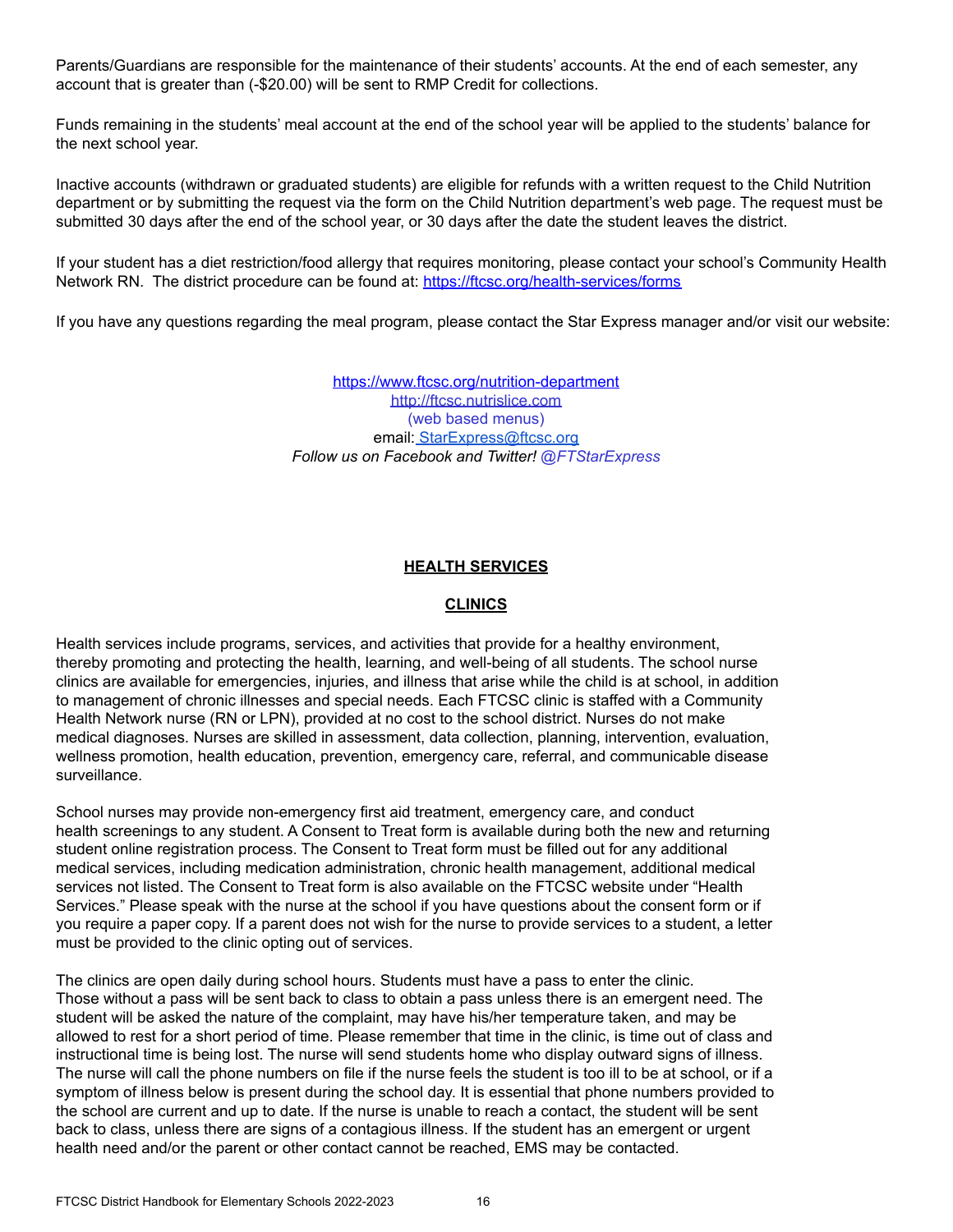Parents/Guardians are responsible for the maintenance of their students' accounts. At the end of each semester, any account that is greater than (-$20.00) will be sent to RMP Credit for collections.

Funds remaining in the students' meal account at the end of the school year will be applied to the students' balance for the next school year.

Inactive accounts (withdrawn or graduated students) are eligible for refunds with a written request to the Child Nutrition department or by submitting the request via the form on the Child Nutrition department's web page. The request must be submitted 30 days after the end of the school year, or 30 days after the date the student leaves the district.

If your student has a diet restriction/food allergy that requires monitoring, please contact your school's Community Health Network RN. The district procedure can be found at: https://ftcsc.org/health-services/forms

If you have any questions regarding the meal program, please contact the Star Express manager and/or visit our website:

https://www.ftcsc.org/nutrition-department
http://ftcsc.nutrislice.com
(web based menus)
email: StarExpress@ftcsc.org
*Follow us on Facebook and Twitter! @FTStarExpress*

## HEALTH SERVICES

### CLINICS

Health services include programs, services, and activities that provide for a healthy environment, thereby promoting and protecting the health, learning, and well-being of all students. The school nurse clinics are available for emergencies, injuries, and illness that arise while the child is at school, in addition to management of chronic illnesses and special needs. Each FTCSC clinic is staffed with a Community Health Network nurse (RN or LPN), provided at no cost to the school district. Nurses do not make medical diagnoses. Nurses are skilled in assessment, data collection, planning, intervention, evaluation, wellness promotion, health education, prevention, emergency care, referral, and communicable disease surveillance.

School nurses may provide non-emergency first aid treatment, emergency care, and conduct health screenings to any student. A Consent to Treat form is available during both the new and returning student online registration process. The Consent to Treat form must be filled out for any additional medical services, including medication administration, chronic health management, additional medical services not listed. The Consent to Treat form is also available on the FTCSC website under "Health Services." Please speak with the nurse at the school if you have questions about the consent form or if you require a paper copy. If a parent does not wish for the nurse to provide services to a student, a letter must be provided to the clinic opting out of services.

The clinics are open daily during school hours. Students must have a pass to enter the clinic. Those without a pass will be sent back to class to obtain a pass unless there is an emergent need. The student will be asked the nature of the complaint, may have his/her temperature taken, and may be allowed to rest for a short period of time. Please remember that time in the clinic, is time out of class and instructional time is being lost. The nurse will send students home who display outward signs of illness. The nurse will call the phone numbers on file if the nurse feels the student is too ill to be at school, or if a symptom of illness below is present during the school day. It is essential that phone numbers provided to the school are current and up to date. If the nurse is unable to reach a contact, the student will be sent back to class, unless there are signs of a contagious illness. If the student has an emergent or urgent health need and/or the parent or other contact cannot be reached, EMS may be contacted.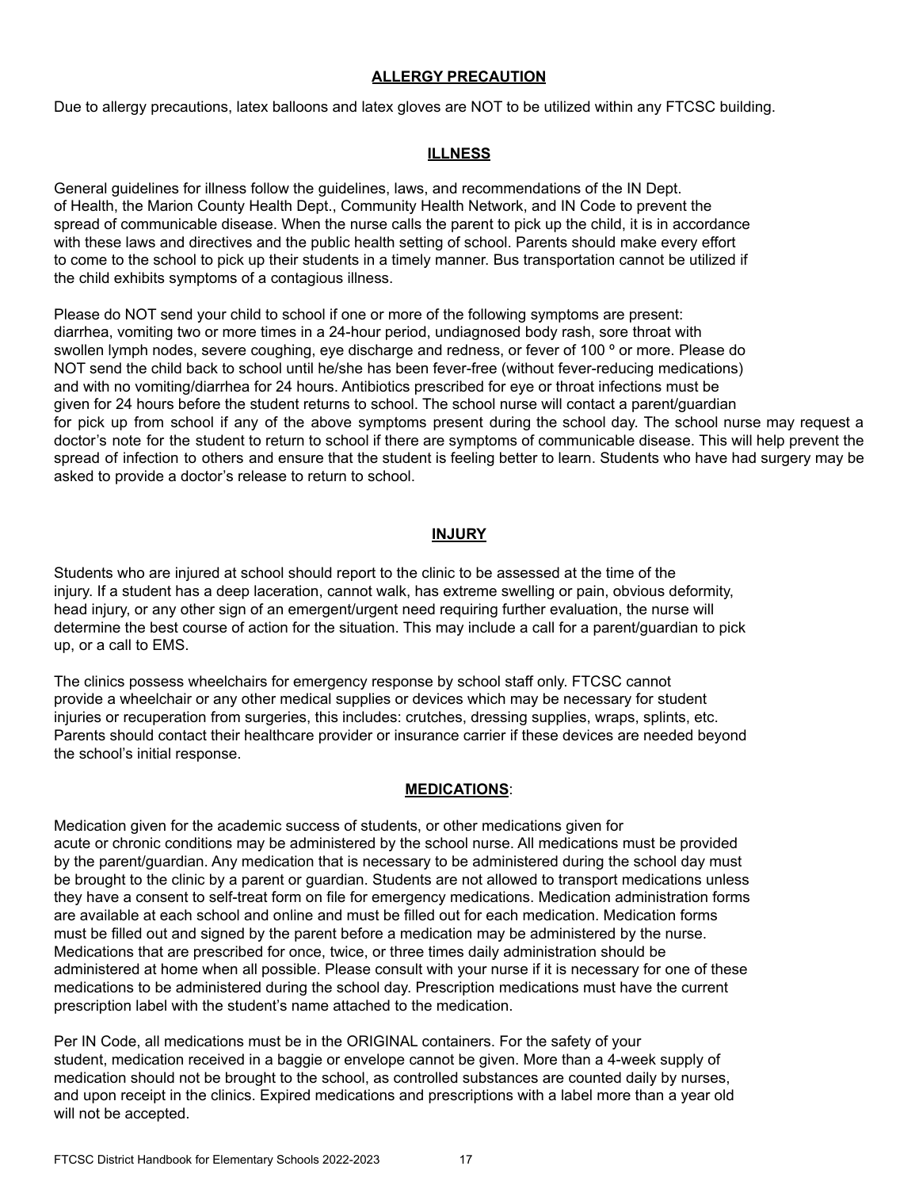## ALLERGY PRECAUTION

Due to allergy precautions, latex balloons and latex gloves are NOT to be utilized within any FTCSC building.

## ILLNESS

General guidelines for illness follow the guidelines, laws, and recommendations of the IN Dept. of Health, the Marion County Health Dept., Community Health Network, and IN Code to prevent the spread of communicable disease. When the nurse calls the parent to pick up the child, it is in accordance with these laws and directives and the public health setting of school. Parents should make every effort to come to the school to pick up their students in a timely manner. Bus transportation cannot be utilized if the child exhibits symptoms of a contagious illness.

Please do NOT send your child to school if one or more of the following symptoms are present: diarrhea, vomiting two or more times in a 24-hour period, undiagnosed body rash, sore throat with swollen lymph nodes, severe coughing, eye discharge and redness, or fever of 100 º or more. Please do NOT send the child back to school until he/she has been fever-free (without fever-reducing medications) and with no vomiting/diarrhea for 24 hours. Antibiotics prescribed for eye or throat infections must be given for 24 hours before the student returns to school. The school nurse will contact a parent/guardian for pick up from school if any of the above symptoms present during the school day. The school nurse may request a doctor's note for the student to return to school if there are symptoms of communicable disease. This will help prevent the spread of infection to others and ensure that the student is feeling better to learn. Students who have had surgery may be asked to provide a doctor's release to return to school.

## INJURY

Students who are injured at school should report to the clinic to be assessed at the time of the injury. If a student has a deep laceration, cannot walk, has extreme swelling or pain, obvious deformity, head injury, or any other sign of an emergent/urgent need requiring further evaluation, the nurse will determine the best course of action for the situation. This may include a call for a parent/guardian to pick up, or a call to EMS.

The clinics possess wheelchairs for emergency response by school staff only. FTCSC cannot provide a wheelchair or any other medical supplies or devices which may be necessary for student injuries or recuperation from surgeries, this includes: crutches, dressing supplies, wraps, splints, etc. Parents should contact their healthcare provider or insurance carrier if these devices are needed beyond the school's initial response.

## MEDICATIONS:

Medication given for the academic success of students, or other medications given for acute or chronic conditions may be administered by the school nurse. All medications must be provided by the parent/guardian. Any medication that is necessary to be administered during the school day must be brought to the clinic by a parent or guardian. Students are not allowed to transport medications unless they have a consent to self-treat form on file for emergency medications. Medication administration forms are available at each school and online and must be filled out for each medication. Medication forms must be filled out and signed by the parent before a medication may be administered by the nurse. Medications that are prescribed for once, twice, or three times daily administration should be administered at home when all possible. Please consult with your nurse if it is necessary for one of these medications to be administered during the school day. Prescription medications must have the current prescription label with the student's name attached to the medication.

Per IN Code, all medications must be in the ORIGINAL containers. For the safety of your student, medication received in a baggie or envelope cannot be given. More than a 4-week supply of medication should not be brought to the school, as controlled substances are counted daily by nurses, and upon receipt in the clinics. Expired medications and prescriptions with a label more than a year old will not be accepted.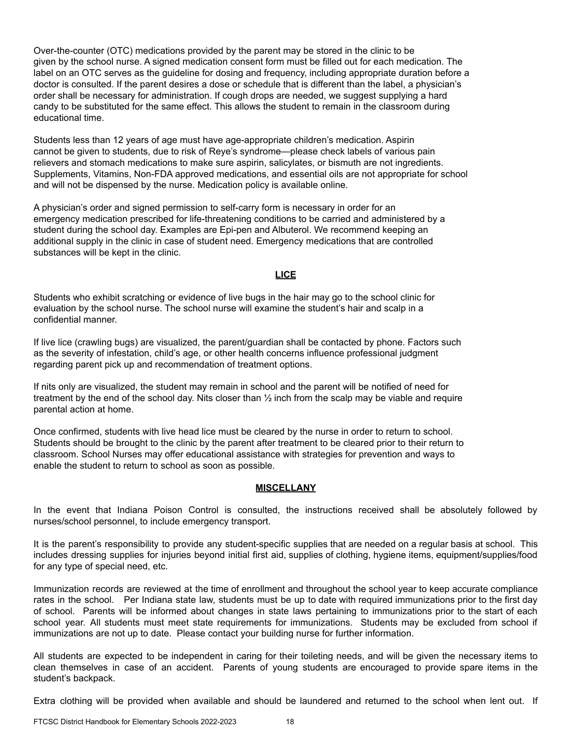Over-the-counter (OTC) medications provided by the parent may be stored in the clinic to be given by the school nurse. A signed medication consent form must be filled out for each medication. The label on an OTC serves as the guideline for dosing and frequency, including appropriate duration before a doctor is consulted. If the parent desires a dose or schedule that is different than the label, a physician's order shall be necessary for administration. If cough drops are needed, we suggest supplying a hard candy to be substituted for the same effect. This allows the student to remain in the classroom during educational time.

Students less than 12 years of age must have age-appropriate children's medication. Aspirin cannot be given to students, due to risk of Reye's syndrome—please check labels of various pain relievers and stomach medications to make sure aspirin, salicylates, or bismuth are not ingredients. Supplements, Vitamins, Non-FDA approved medications, and essential oils are not appropriate for school and will not be dispensed by the nurse. Medication policy is available online.

A physician's order and signed permission to self-carry form is necessary in order for an emergency medication prescribed for life-threatening conditions to be carried and administered by a student during the school day. Examples are Epi-pen and Albuterol. We recommend keeping an additional supply in the clinic in case of student need. Emergency medications that are controlled substances will be kept in the clinic.

## LICE

Students who exhibit scratching or evidence of live bugs in the hair may go to the school clinic for evaluation by the school nurse. The school nurse will examine the student's hair and scalp in a confidential manner.

If live lice (crawling bugs) are visualized, the parent/guardian shall be contacted by phone. Factors such as the severity of infestation, child's age, or other health concerns influence professional judgment regarding parent pick up and recommendation of treatment options.

If nits only are visualized, the student may remain in school and the parent will be notified of need for treatment by the end of the school day. Nits closer than ½ inch from the scalp may be viable and require parental action at home.

Once confirmed, students with live head lice must be cleared by the nurse in order to return to school. Students should be brought to the clinic by the parent after treatment to be cleared prior to their return to classroom. School Nurses may offer educational assistance with strategies for prevention and ways to enable the student to return to school as soon as possible.

## MISCELLANY

In the event that Indiana Poison Control is consulted, the instructions received shall be absolutely followed by nurses/school personnel, to include emergency transport.

It is the parent's responsibility to provide any student-specific supplies that are needed on a regular basis at school. This includes dressing supplies for injuries beyond initial first aid, supplies of clothing, hygiene items, equipment/supplies/food for any type of special need, etc.

Immunization records are reviewed at the time of enrollment and throughout the school year to keep accurate compliance rates in the school. Per Indiana state law, students must be up to date with required immunizations prior to the first day of school. Parents will be informed about changes in state laws pertaining to immunizations prior to the start of each school year. All students must meet state requirements for immunizations. Students may be excluded from school if immunizations are not up to date. Please contact your building nurse for further information.

All students are expected to be independent in caring for their toileting needs, and will be given the necessary items to clean themselves in case of an accident. Parents of young students are encouraged to provide spare items in the student's backpack.

Extra clothing will be provided when available and should be laundered and returned to the school when lent out. If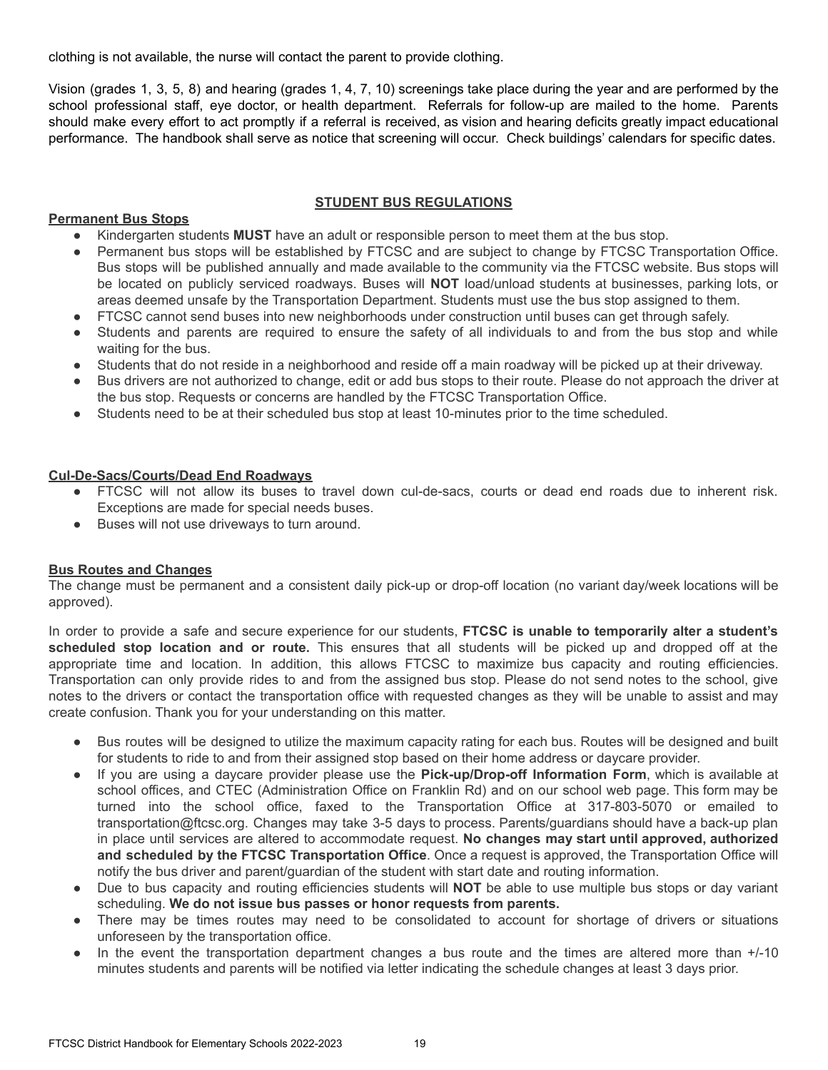clothing is not available, the nurse will contact the parent to provide clothing.

Vision (grades 1, 3, 5, 8) and hearing (grades 1, 4, 7, 10) screenings take place during the year and are performed by the school professional staff, eye doctor, or health department. Referrals for follow-up are mailed to the home. Parents should make every effort to act promptly if a referral is received, as vision and hearing deficits greatly impact educational performance. The handbook shall serve as notice that screening will occur. Check buildings' calendars for specific dates.

## STUDENT BUS REGULATIONS

### Permanent Bus Stops

- Kindergarten students **MUST** have an adult or responsible person to meet them at the bus stop.
- Permanent bus stops will be established by FTCSC and are subject to change by FTCSC Transportation Office. Bus stops will be published annually and made available to the community via the FTCSC website. Bus stops will be located on publicly serviced roadways. Buses will **NOT** load/unload students at businesses, parking lots, or areas deemed unsafe by the Transportation Department. Students must use the bus stop assigned to them.
- FTCSC cannot send buses into new neighborhoods under construction until buses can get through safely.
- Students and parents are required to ensure the safety of all individuals to and from the bus stop and while waiting for the bus.
- Students that do not reside in a neighborhood and reside off a main roadway will be picked up at their driveway.
- Bus drivers are not authorized to change, edit or add bus stops to their route. Please do not approach the driver at the bus stop. Requests or concerns are handled by the FTCSC Transportation Office.
- Students need to be at their scheduled bus stop at least 10-minutes prior to the time scheduled.

### Cul-De-Sacs/Courts/Dead End Roadways

- FTCSC will not allow its buses to travel down cul-de-sacs, courts or dead end roads due to inherent risk. Exceptions are made for special needs buses.
- Buses will not use driveways to turn around.

### Bus Routes and Changes

The change must be permanent and a consistent daily pick-up or drop-off location (no variant day/week locations will be approved).

In order to provide a safe and secure experience for our students, **FTCSC is unable to temporarily alter a student's scheduled stop location and or route.** This ensures that all students will be picked up and dropped off at the appropriate time and location. In addition, this allows FTCSC to maximize bus capacity and routing efficiencies. Transportation can only provide rides to and from the assigned bus stop. Please do not send notes to the school, give notes to the drivers or contact the transportation office with requested changes as they will be unable to assist and may create confusion. Thank you for your understanding on this matter.

- Bus routes will be designed to utilize the maximum capacity rating for each bus. Routes will be designed and built for students to ride to and from their assigned stop based on their home address or daycare provider.
- If you are using a daycare provider please use the **Pick-up/Drop-off Information Form**, which is available at school offices, and CTEC (Administration Office on Franklin Rd) and on our school web page. This form may be turned into the school office, faxed to the Transportation Office at 317-803-5070 or emailed to transportation@ftcsc.org. Changes may take 3-5 days to process. Parents/guardians should have a back-up plan in place until services are altered to accommodate request. **No changes may start until approved, authorized and scheduled by the FTCSC Transportation Office**. Once a request is approved, the Transportation Office will notify the bus driver and parent/guardian of the student with start date and routing information.
- Due to bus capacity and routing efficiencies students will **NOT** be able to use multiple bus stops or day variant scheduling. **We do not issue bus passes or honor requests from parents.**
- There may be times routes may need to be consolidated to account for shortage of drivers or situations unforeseen by the transportation office.
- In the event the transportation department changes a bus route and the times are altered more than +/-10 minutes students and parents will be notified via letter indicating the schedule changes at least 3 days prior.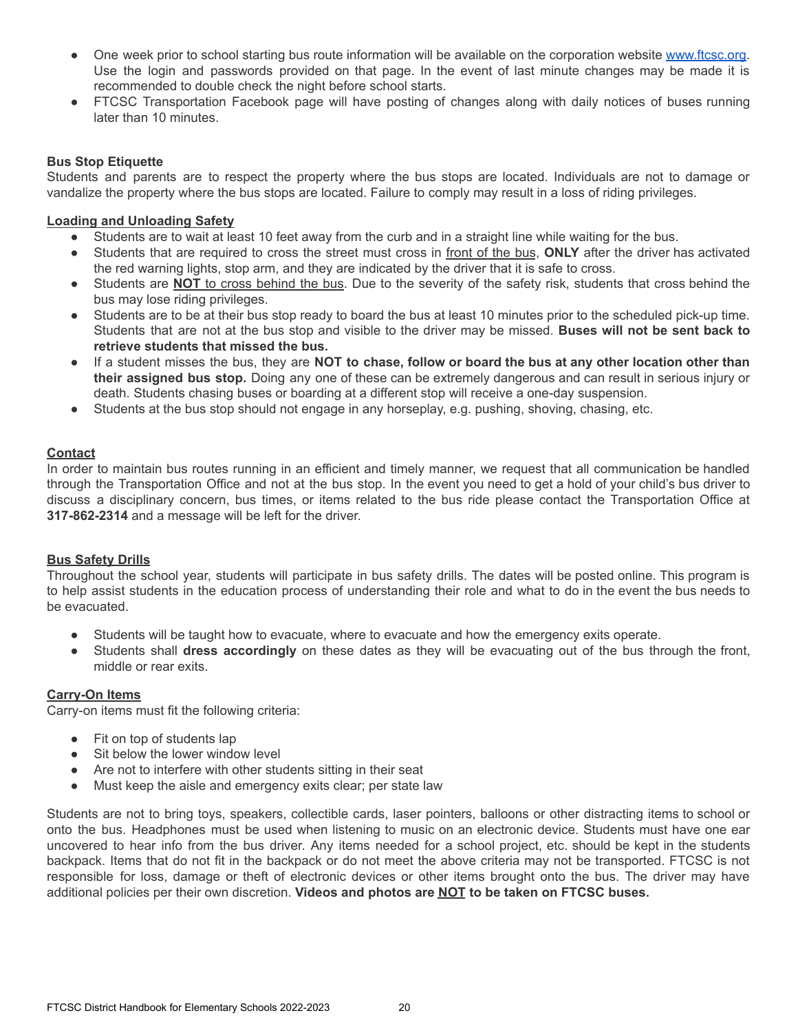- One week prior to school starting bus route information will be available on the corporation website [www.ftcsc.org](http://www.ftcsc.org). Use the login and passwords provided on that page. In the event of last minute changes may be made it is recommended to double check the night before school starts.
- FTCSC Transportation Facebook page will have posting of changes along with daily notices of buses running later than 10 minutes.

**Bus Stop Etiquette**

Students and parents are to respect the property where the bus stops are located. Individuals are not to damage or vandalize the property where the bus stops are located. Failure to comply may result in a loss of riding privileges.

**Loading and Unloading Safety**

- Students are to wait at least 10 feet away from the curb and in a straight line while waiting for the bus.
- Students that are required to cross the street must cross in front of the bus, **ONLY** after the driver has activated the red warning lights, stop arm, and they are indicated by the driver that it is safe to cross.
- Students are **NOT** to cross behind the bus. Due to the severity of the safety risk, students that cross behind the bus may lose riding privileges.
- Students are to be at their bus stop ready to board the bus at least 10 minutes prior to the scheduled pick-up time. Students that are not at the bus stop and visible to the driver may be missed. **Buses will not be sent back to retrieve students that missed the bus.**
- If a student misses the bus, they are **NOT to chase, follow or board the bus at any other location other than their assigned bus stop.** Doing any one of these can be extremely dangerous and can result in serious injury or death. Students chasing buses or boarding at a different stop will receive a one-day suspension.
- Students at the bus stop should not engage in any horseplay, e.g. pushing, shoving, chasing, etc.

**Contact**

In order to maintain bus routes running in an efficient and timely manner, we request that all communication be handled through the Transportation Office and not at the bus stop. In the event you need to get a hold of your child's bus driver to discuss a disciplinary concern, bus times, or items related to the bus ride please contact the Transportation Office at **317-862-2314** and a message will be left for the driver.

**Bus Safety Drills**

Throughout the school year, students will participate in bus safety drills. The dates will be posted online. This program is to help assist students in the education process of understanding their role and what to do in the event the bus needs to be evacuated.

- Students will be taught how to evacuate, where to evacuate and how the emergency exits operate.
- Students shall **dress accordingly** on these dates as they will be evacuating out of the bus through the front, middle or rear exits.

**Carry-On Items**

Carry-on items must fit the following criteria:

- Fit on top of students lap
- Sit below the lower window level
- Are not to interfere with other students sitting in their seat
- Must keep the aisle and emergency exits clear; per state law

Students are not to bring toys, speakers, collectible cards, laser pointers, balloons or other distracting items to school or onto the bus. Headphones must be used when listening to music on an electronic device. Students must have one ear uncovered to hear info from the bus driver. Any items needed for a school project, etc. should be kept in the students backpack. Items that do not fit in the backpack or do not meet the above criteria may not be transported. FTCSC is not responsible for loss, damage or theft of electronic devices or other items brought onto the bus. The driver may have additional policies per their own discretion. **Videos and photos are NOT to be taken on FTCSC buses.**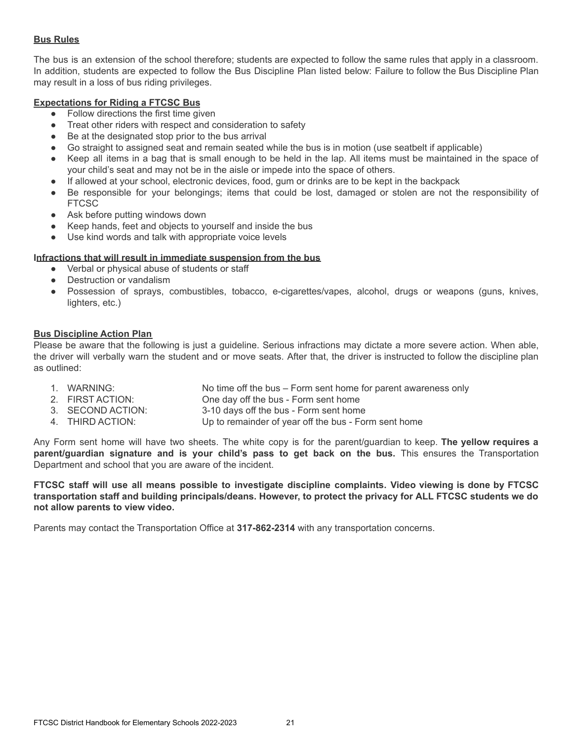**Bus Rules**

The bus is an extension of the school therefore; students are expected to follow the same rules that apply in a classroom. In addition, students are expected to follow the Bus Discipline Plan listed below: Failure to follow the Bus Discipline Plan may result in a loss of bus riding privileges.

**Expectations for Riding a FTCSC Bus**

- Follow directions the first time given
- Treat other riders with respect and consideration to safety
- Be at the designated stop prior to the bus arrival
- Go straight to assigned seat and remain seated while the bus is in motion (use seatbelt if applicable)
- Keep all items in a bag that is small enough to be held in the lap. All items must be maintained in the space of your child's seat and may not be in the aisle or impede into the space of others.
- If allowed at your school, electronic devices, food, gum or drinks are to be kept in the backpack
- Be responsible for your belongings; items that could be lost, damaged or stolen are not the responsibility of FTCSC
- Ask before putting windows down
- Keep hands, feet and objects to yourself and inside the bus
- Use kind words and talk with appropriate voice levels

**Infractions that will result in immediate suspension from the bus**

- Verbal or physical abuse of students or staff
- Destruction or vandalism
- Possession of sprays, combustibles, tobacco, e-cigarettes/vapes, alcohol, drugs or weapons (guns, knives, lighters, etc.)

**Bus Discipline Action Plan**

Please be aware that the following is just a guideline. Serious infractions may dictate a more severe action. When able, the driver will verbally warn the student and or move seats. After that, the driver is instructed to follow the discipline plan as outlined:

1. WARNING: No time off the bus – Form sent home for parent awareness only
2. FIRST ACTION: One day off the bus - Form sent home
3. SECOND ACTION: 3-10 days off the bus - Form sent home
4. THIRD ACTION: Up to remainder of year off the bus - Form sent home

Any Form sent home will have two sheets. The white copy is for the parent/guardian to keep. **The yellow requires a parent/guardian signature and is your child's pass to get back on the bus.** This ensures the Transportation Department and school that you are aware of the incident.

**FTCSC staff will use all means possible to investigate discipline complaints. Video viewing is done by FTCSC transportation staff and building principals/deans. However, to protect the privacy for ALL FTCSC students we do not allow parents to view video.**

Parents may contact the Transportation Office at **317-862-2314** with any transportation concerns.